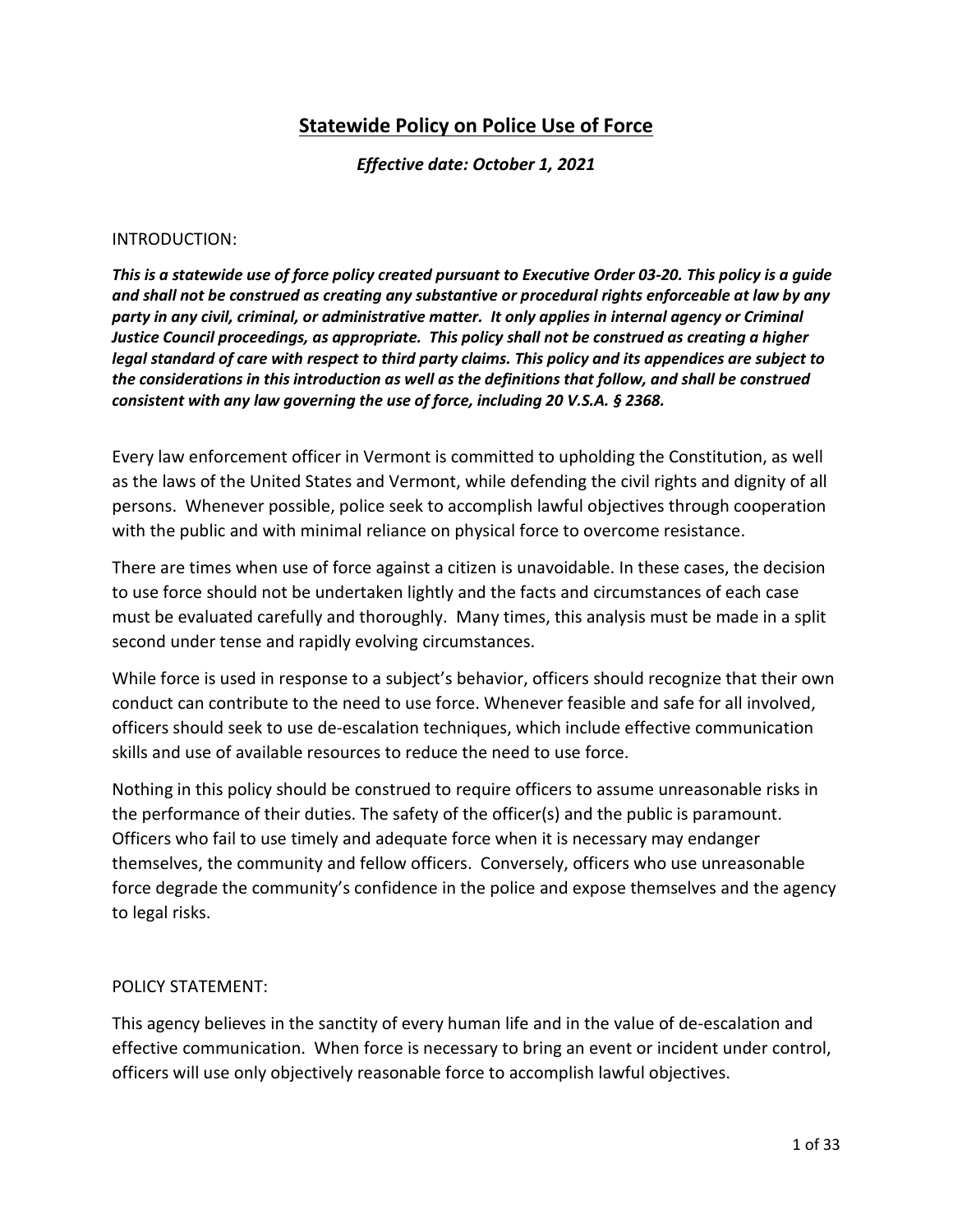# Statewide Policy on Police Use of Force

***Effective date: October 1, 2021***

INTRODUCTION:

***This is a statewide use of force policy created pursuant to Executive Order 03-20. This policy is a guide and shall not be construed as creating any substantive or procedural rights enforceable at law by any party in any civil, criminal, or administrative matter. It only applies in internal agency or Criminal Justice Council proceedings, as appropriate. This policy shall not be construed as creating a higher legal standard of care with respect to third party claims. This policy and its appendices are subject to the considerations in this introduction as well as the definitions that follow, and shall be construed consistent with any law governing the use of force, including 20 V.S.A. § 2368.***

Every law enforcement officer in Vermont is committed to upholding the Constitution, as well as the laws of the United States and Vermont, while defending the civil rights and dignity of all persons. Whenever possible, police seek to accomplish lawful objectives through cooperation with the public and with minimal reliance on physical force to overcome resistance.

There are times when use of force against a citizen is unavoidable. In these cases, the decision to use force should not be undertaken lightly and the facts and circumstances of each case must be evaluated carefully and thoroughly. Many times, this analysis must be made in a split second under tense and rapidly evolving circumstances.

While force is used in response to a subject's behavior, officers should recognize that their own conduct can contribute to the need to use force. Whenever feasible and safe for all involved, officers should seek to use de-escalation techniques, which include effective communication skills and use of available resources to reduce the need to use force.

Nothing in this policy should be construed to require officers to assume unreasonable risks in the performance of their duties. The safety of the officer(s) and the public is paramount. Officers who fail to use timely and adequate force when it is necessary may endanger themselves, the community and fellow officers. Conversely, officers who use unreasonable force degrade the community's confidence in the police and expose themselves and the agency to legal risks.

POLICY STATEMENT:

This agency believes in the sanctity of every human life and in the value of de-escalation and effective communication. When force is necessary to bring an event or incident under control, officers will use only objectively reasonable force to accomplish lawful objectives.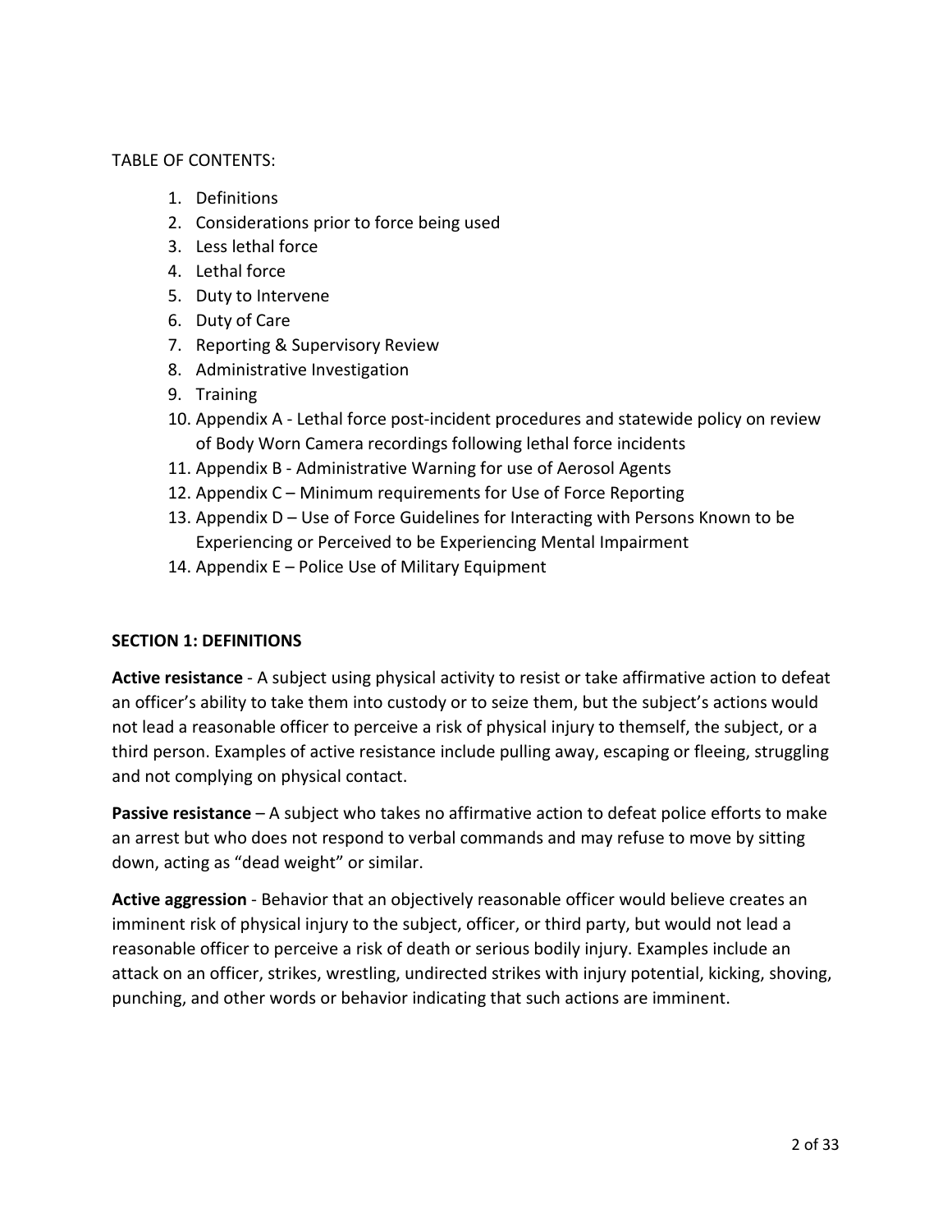TABLE OF CONTENTS:

1. Definitions
2. Considerations prior to force being used
3. Less lethal force
4. Lethal force
5. Duty to Intervene
6. Duty of Care
7. Reporting & Supervisory Review
8. Administrative Investigation
9. Training
10. Appendix A - Lethal force post-incident procedures and statewide policy on review of Body Worn Camera recordings following lethal force incidents
11. Appendix B - Administrative Warning for use of Aerosol Agents
12. Appendix C – Minimum requirements for Use of Force Reporting
13. Appendix D – Use of Force Guidelines for Interacting with Persons Known to be Experiencing or Perceived to be Experiencing Mental Impairment
14. Appendix E – Police Use of Military Equipment

## SECTION 1: DEFINITIONS

**Active resistance** - A subject using physical activity to resist or take affirmative action to defeat an officer's ability to take them into custody or to seize them, but the subject's actions would not lead a reasonable officer to perceive a risk of physical injury to themself, the subject, or a third person. Examples of active resistance include pulling away, escaping or fleeing, struggling and not complying on physical contact.

**Passive resistance** – A subject who takes no affirmative action to defeat police efforts to make an arrest but who does not respond to verbal commands and may refuse to move by sitting down, acting as "dead weight" or similar.

**Active aggression** - Behavior that an objectively reasonable officer would believe creates an imminent risk of physical injury to the subject, officer, or third party, but would not lead a reasonable officer to perceive a risk of death or serious bodily injury. Examples include an attack on an officer, strikes, wrestling, undirected strikes with injury potential, kicking, shoving, punching, and other words or behavior indicating that such actions are imminent.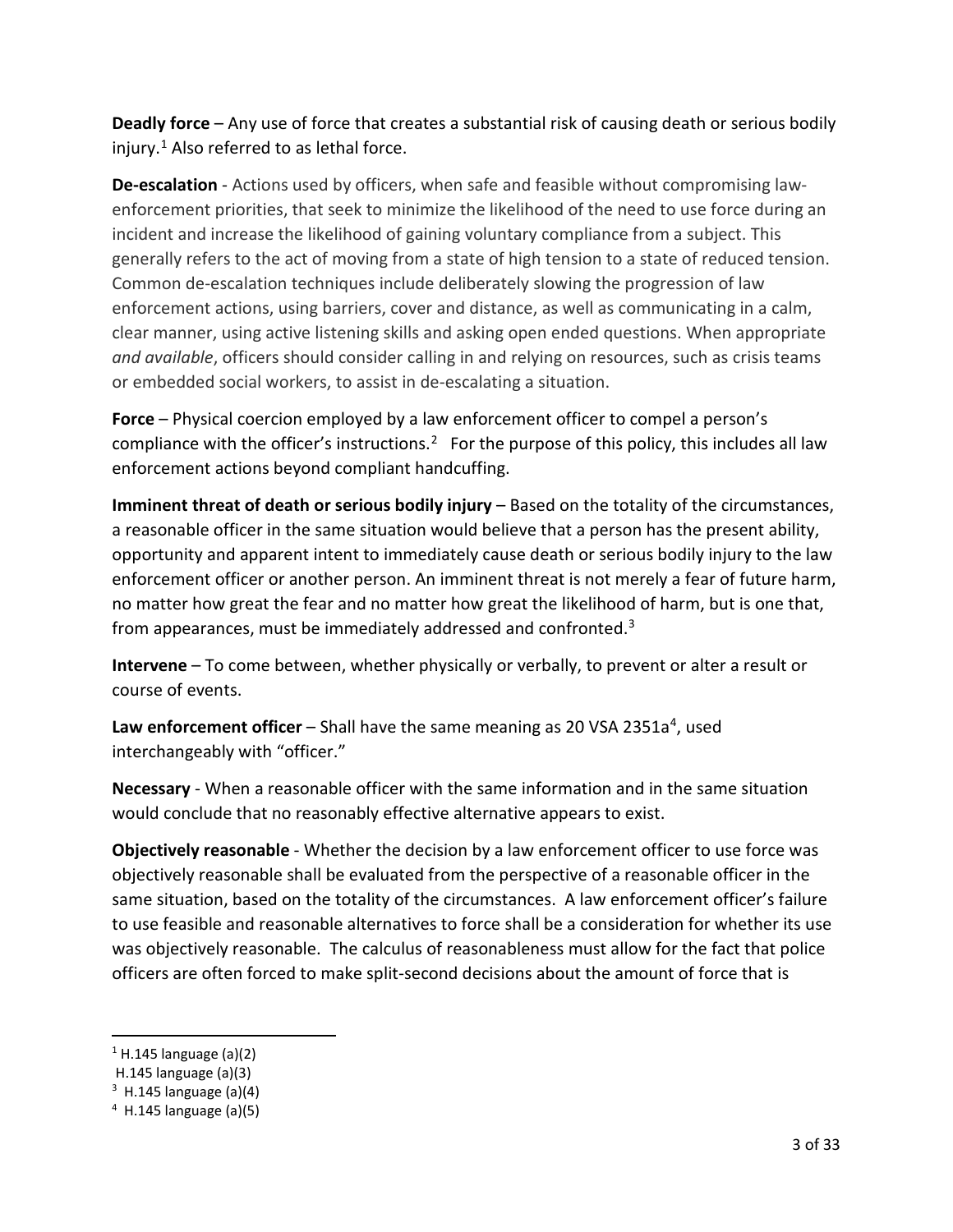**Deadly force** – Any use of force that creates a substantial risk of causing death or serious bodily injury.[1] Also referred to as lethal force.

**De-escalation** - Actions used by officers, when safe and feasible without compromising law-enforcement priorities, that seek to minimize the likelihood of the need to use force during an incident and increase the likelihood of gaining voluntary compliance from a subject. This generally refers to the act of moving from a state of high tension to a state of reduced tension. Common de-escalation techniques include deliberately slowing the progression of law enforcement actions, using barriers, cover and distance, as well as communicating in a calm, clear manner, using active listening skills and asking open ended questions. When appropriate *and available*, officers should consider calling in and relying on resources, such as crisis teams or embedded social workers, to assist in de-escalating a situation.

**Force** – Physical coercion employed by a law enforcement officer to compel a person's compliance with the officer's instructions.[2] For the purpose of this policy, this includes all law enforcement actions beyond compliant handcuffing.

**Imminent threat of death or serious bodily injury** – Based on the totality of the circumstances, a reasonable officer in the same situation would believe that a person has the present ability, opportunity and apparent intent to immediately cause death or serious bodily injury to the law enforcement officer or another person. An imminent threat is not merely a fear of future harm, no matter how great the fear and no matter how great the likelihood of harm, but is one that, from appearances, must be immediately addressed and confronted.[3]

**Intervene** – To come between, whether physically or verbally, to prevent or alter a result or course of events.

**Law enforcement officer** – Shall have the same meaning as 20 VSA 2351a[4], used interchangeably with "officer."

**Necessary** - When a reasonable officer with the same information and in the same situation would conclude that no reasonably effective alternative appears to exist.

**Objectively reasonable** - Whether the decision by a law enforcement officer to use force was objectively reasonable shall be evaluated from the perspective of a reasonable officer in the same situation, based on the totality of the circumstances. A law enforcement officer's failure to use feasible and reasonable alternatives to force shall be a consideration for whether its use was objectively reasonable. The calculus of reasonableness must allow for the fact that police officers are often forced to make split-second decisions about the amount of force that is

---

[1] H.145 language (a)(2)

H.145 language (a)(3)

[3] H.145 language (a)(4)

[4] H.145 language (a)(5)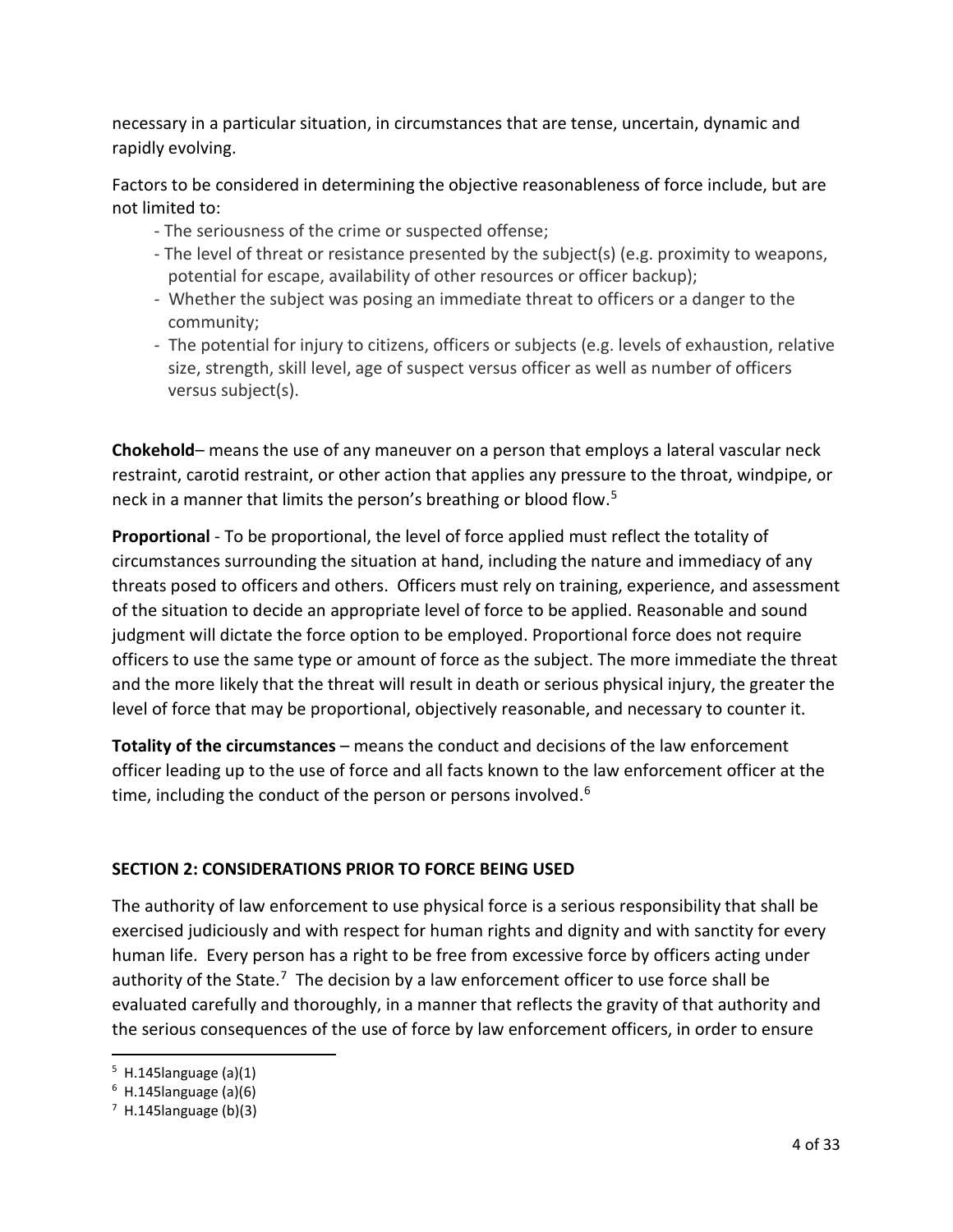necessary in a particular situation, in circumstances that are tense, uncertain, dynamic and rapidly evolving.

Factors to be considered in determining the objective reasonableness of force include, but are not limited to:

- The seriousness of the crime or suspected offense;
- The level of threat or resistance presented by the subject(s) (e.g. proximity to weapons, potential for escape, availability of other resources or officer backup);
- Whether the subject was posing an immediate threat to officers or a danger to the community;
- The potential for injury to citizens, officers or subjects (e.g. levels of exhaustion, relative size, strength, skill level, age of suspect versus officer as well as number of officers versus subject(s).

**Chokehold**– means the use of any maneuver on a person that employs a lateral vascular neck restraint, carotid restraint, or other action that applies any pressure to the throat, windpipe, or neck in a manner that limits the person's breathing or blood flow.[5]

**Proportional** - To be proportional, the level of force applied must reflect the totality of circumstances surrounding the situation at hand, including the nature and immediacy of any threats posed to officers and others. Officers must rely on training, experience, and assessment of the situation to decide an appropriate level of force to be applied. Reasonable and sound judgment will dictate the force option to be employed. Proportional force does not require officers to use the same type or amount of force as the subject. The more immediate the threat and the more likely that the threat will result in death or serious physical injury, the greater the level of force that may be proportional, objectively reasonable, and necessary to counter it.

**Totality of the circumstances** – means the conduct and decisions of the law enforcement officer leading up to the use of force and all facts known to the law enforcement officer at the time, including the conduct of the person or persons involved.[6]

## SECTION 2: CONSIDERATIONS PRIOR TO FORCE BEING USED

The authority of law enforcement to use physical force is a serious responsibility that shall be exercised judiciously and with respect for human rights and dignity and with sanctity for every human life. Every person has a right to be free from excessive force by officers acting under authority of the State.[7] The decision by a law enforcement officer to use force shall be evaluated carefully and thoroughly, in a manner that reflects the gravity of that authority and the serious consequences of the use of force by law enforcement officers, in order to ensure

---

[5] H.145language (a)(1)

[6] H.145language (a)(6)

[7] H.145language (b)(3)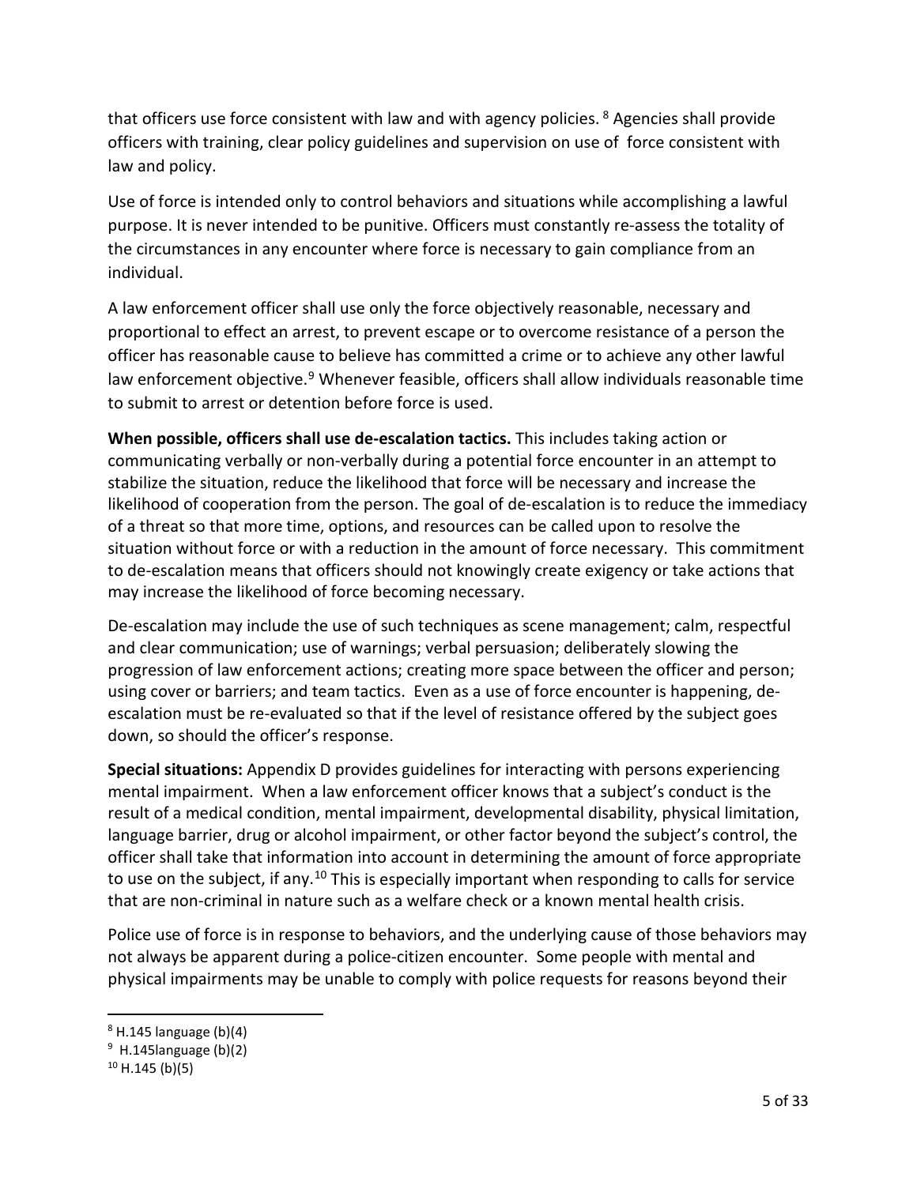that officers use force consistent with law and with agency policies. [8] Agencies shall provide officers with training, clear policy guidelines and supervision on use of force consistent with law and policy.

Use of force is intended only to control behaviors and situations while accomplishing a lawful purpose. It is never intended to be punitive. Officers must constantly re-assess the totality of the circumstances in any encounter where force is necessary to gain compliance from an individual.

A law enforcement officer shall use only the force objectively reasonable, necessary and proportional to effect an arrest, to prevent escape or to overcome resistance of a person the officer has reasonable cause to believe has committed a crime or to achieve any other lawful law enforcement objective.[9] Whenever feasible, officers shall allow individuals reasonable time to submit to arrest or detention before force is used.

**When possible, officers shall use de-escalation tactics.** This includes taking action or communicating verbally or non-verbally during a potential force encounter in an attempt to stabilize the situation, reduce the likelihood that force will be necessary and increase the likelihood of cooperation from the person. The goal of de-escalation is to reduce the immediacy of a threat so that more time, options, and resources can be called upon to resolve the situation without force or with a reduction in the amount of force necessary. This commitment to de-escalation means that officers should not knowingly create exigency or take actions that may increase the likelihood of force becoming necessary.

De-escalation may include the use of such techniques as scene management; calm, respectful and clear communication; use of warnings; verbal persuasion; deliberately slowing the progression of law enforcement actions; creating more space between the officer and person; using cover or barriers; and team tactics. Even as a use of force encounter is happening, de-escalation must be re-evaluated so that if the level of resistance offered by the subject goes down, so should the officer's response.

**Special situations:** Appendix D provides guidelines for interacting with persons experiencing mental impairment. When a law enforcement officer knows that a subject's conduct is the result of a medical condition, mental impairment, developmental disability, physical limitation, language barrier, drug or alcohol impairment, or other factor beyond the subject's control, the officer shall take that information into account in determining the amount of force appropriate to use on the subject, if any.[10] This is especially important when responding to calls for service that are non-criminal in nature such as a welfare check or a known mental health crisis.

Police use of force is in response to behaviors, and the underlying cause of those behaviors may not always be apparent during a police-citizen encounter. Some people with mental and physical impairments may be unable to comply with police requests for reasons beyond their

---

[8] H.145 language (b)(4)

[9] H.145language (b)(2)

[10] H.145 (b)(5)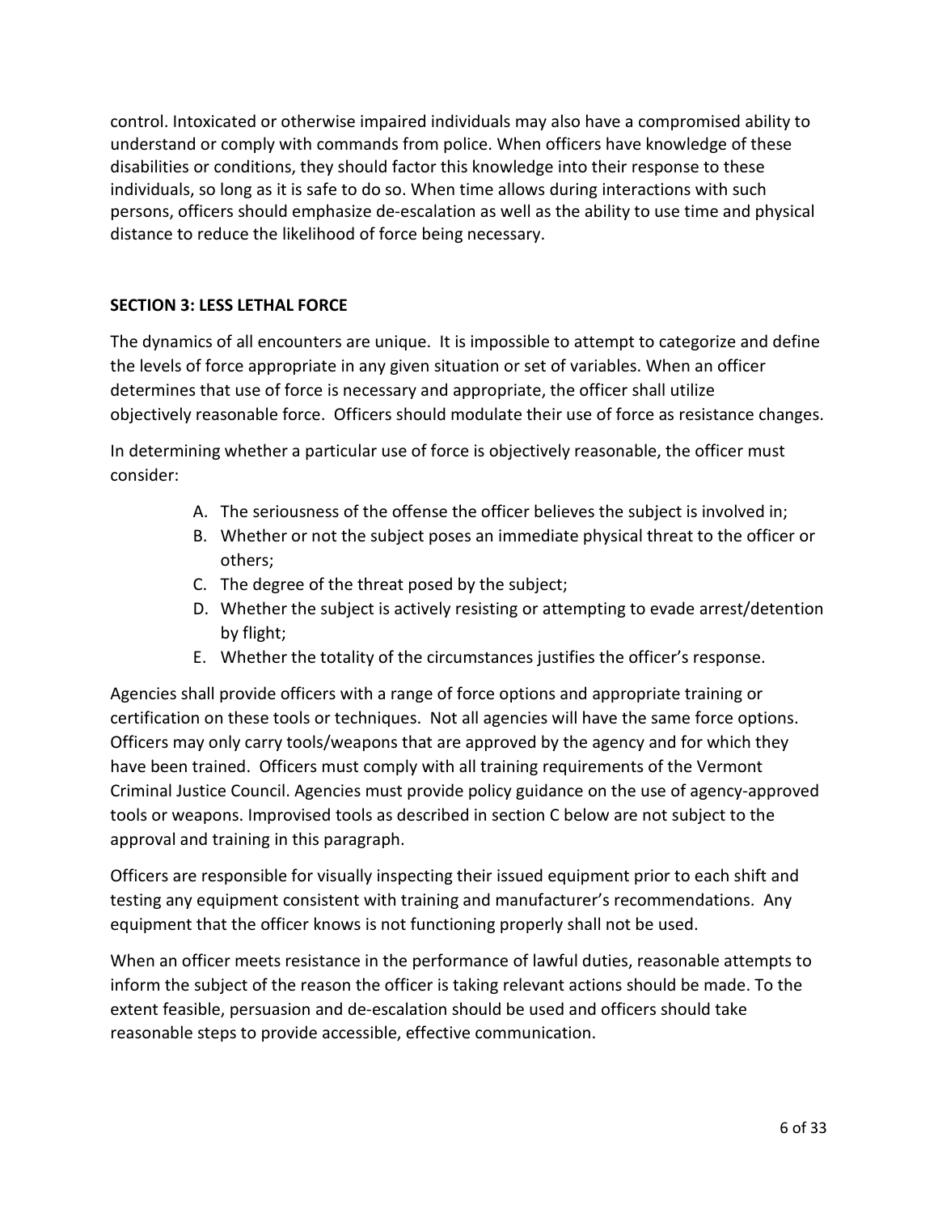control. Intoxicated or otherwise impaired individuals may also have a compromised ability to understand or comply with commands from police. When officers have knowledge of these disabilities or conditions, they should factor this knowledge into their response to these individuals, so long as it is safe to do so. When time allows during interactions with such persons, officers should emphasize de-escalation as well as the ability to use time and physical distance to reduce the likelihood of force being necessary.

## SECTION 3: LESS LETHAL FORCE

The dynamics of all encounters are unique. It is impossible to attempt to categorize and define the levels of force appropriate in any given situation or set of variables. When an officer determines that use of force is necessary and appropriate, the officer shall utilize objectively reasonable force. Officers should modulate their use of force as resistance changes.

In determining whether a particular use of force is objectively reasonable, the officer must consider:

A. The seriousness of the offense the officer believes the subject is involved in;
B. Whether or not the subject poses an immediate physical threat to the officer or others;
C. The degree of the threat posed by the subject;
D. Whether the subject is actively resisting or attempting to evade arrest/detention by flight;
E. Whether the totality of the circumstances justifies the officer's response.

Agencies shall provide officers with a range of force options and appropriate training or certification on these tools or techniques. Not all agencies will have the same force options. Officers may only carry tools/weapons that are approved by the agency and for which they have been trained. Officers must comply with all training requirements of the Vermont Criminal Justice Council. Agencies must provide policy guidance on the use of agency-approved tools or weapons. Improvised tools as described in section C below are not subject to the approval and training in this paragraph.

Officers are responsible for visually inspecting their issued equipment prior to each shift and testing any equipment consistent with training and manufacturer's recommendations. Any equipment that the officer knows is not functioning properly shall not be used.

When an officer meets resistance in the performance of lawful duties, reasonable attempts to inform the subject of the reason the officer is taking relevant actions should be made. To the extent feasible, persuasion and de-escalation should be used and officers should take reasonable steps to provide accessible, effective communication.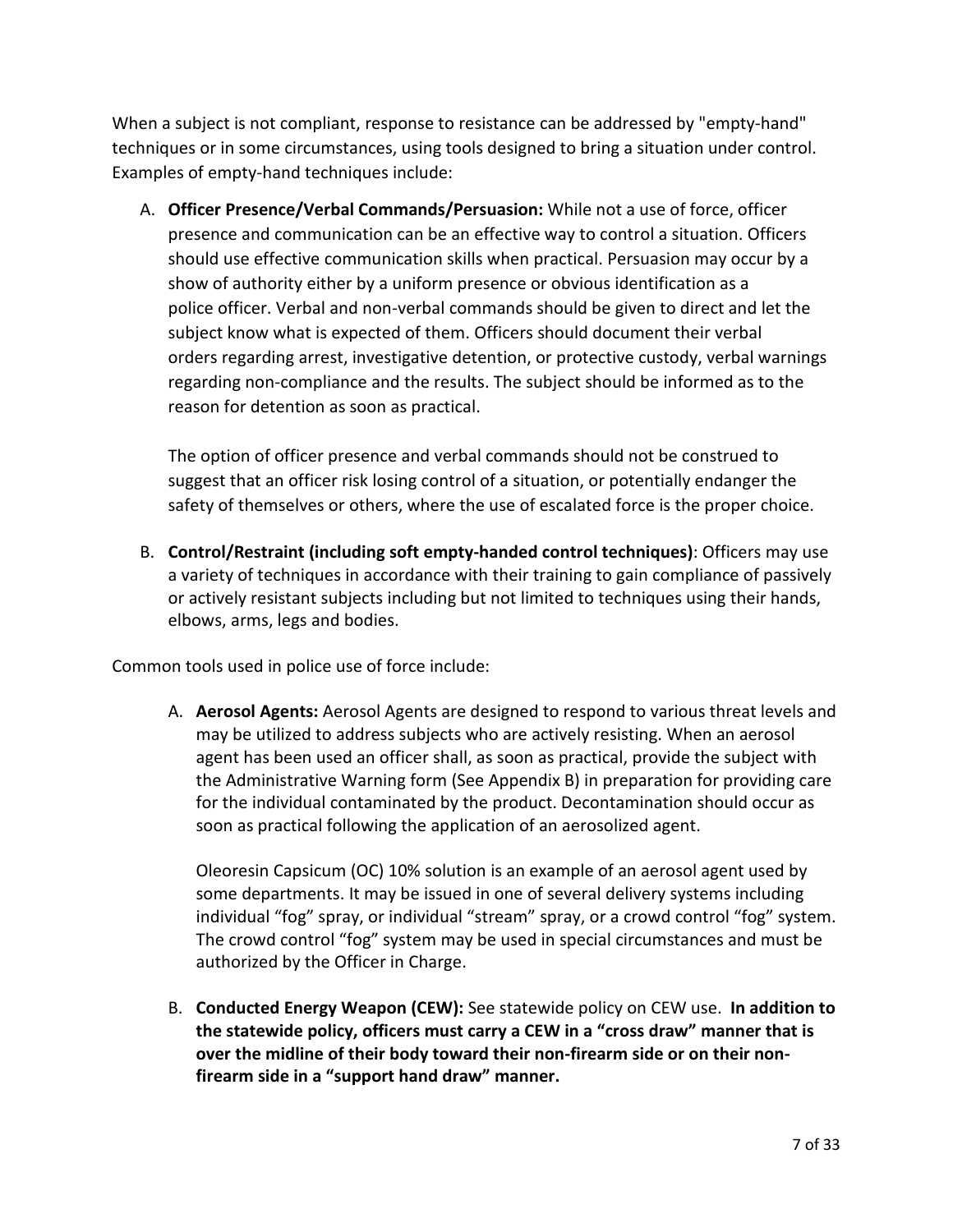When a subject is not compliant, response to resistance can be addressed by "empty-hand" techniques or in some circumstances, using tools designed to bring a situation under control. Examples of empty-hand techniques include:

A. **Officer Presence/Verbal Commands/Persuasion:** While not a use of force, officer presence and communication can be an effective way to control a situation. Officers should use effective communication skills when practical. Persuasion may occur by a show of authority either by a uniform presence or obvious identification as a police officer. Verbal and non-verbal commands should be given to direct and let the subject know what is expected of them. Officers should document their verbal orders regarding arrest, investigative detention, or protective custody, verbal warnings regarding non-compliance and the results. The subject should be informed as to the reason for detention as soon as practical.

   The option of officer presence and verbal commands should not be construed to suggest that an officer risk losing control of a situation, or potentially endanger the safety of themselves or others, where the use of escalated force is the proper choice.

B. **Control/Restraint (including soft empty-handed control techniques)**: Officers may use a variety of techniques in accordance with their training to gain compliance of passively or actively resistant subjects including but not limited to techniques using their hands, elbows, arms, legs and bodies.

Common tools used in police use of force include:

A. **Aerosol Agents:** Aerosol Agents are designed to respond to various threat levels and may be utilized to address subjects who are actively resisting. When an aerosol agent has been used an officer shall, as soon as practical, provide the subject with the Administrative Warning form (See Appendix B) in preparation for providing care for the individual contaminated by the product. Decontamination should occur as soon as practical following the application of an aerosolized agent.

   Oleoresin Capsicum (OC) 10% solution is an example of an aerosol agent used by some departments. It may be issued in one of several delivery systems including individual "fog" spray, or individual "stream" spray, or a crowd control "fog" system. The crowd control "fog" system may be used in special circumstances and must be authorized by the Officer in Charge.

B. **Conducted Energy Weapon (CEW):** See statewide policy on CEW use. **In addition to the statewide policy, officers must carry a CEW in a "cross draw" manner that is over the midline of their body toward their non-firearm side or on their non-firearm side in a "support hand draw" manner.**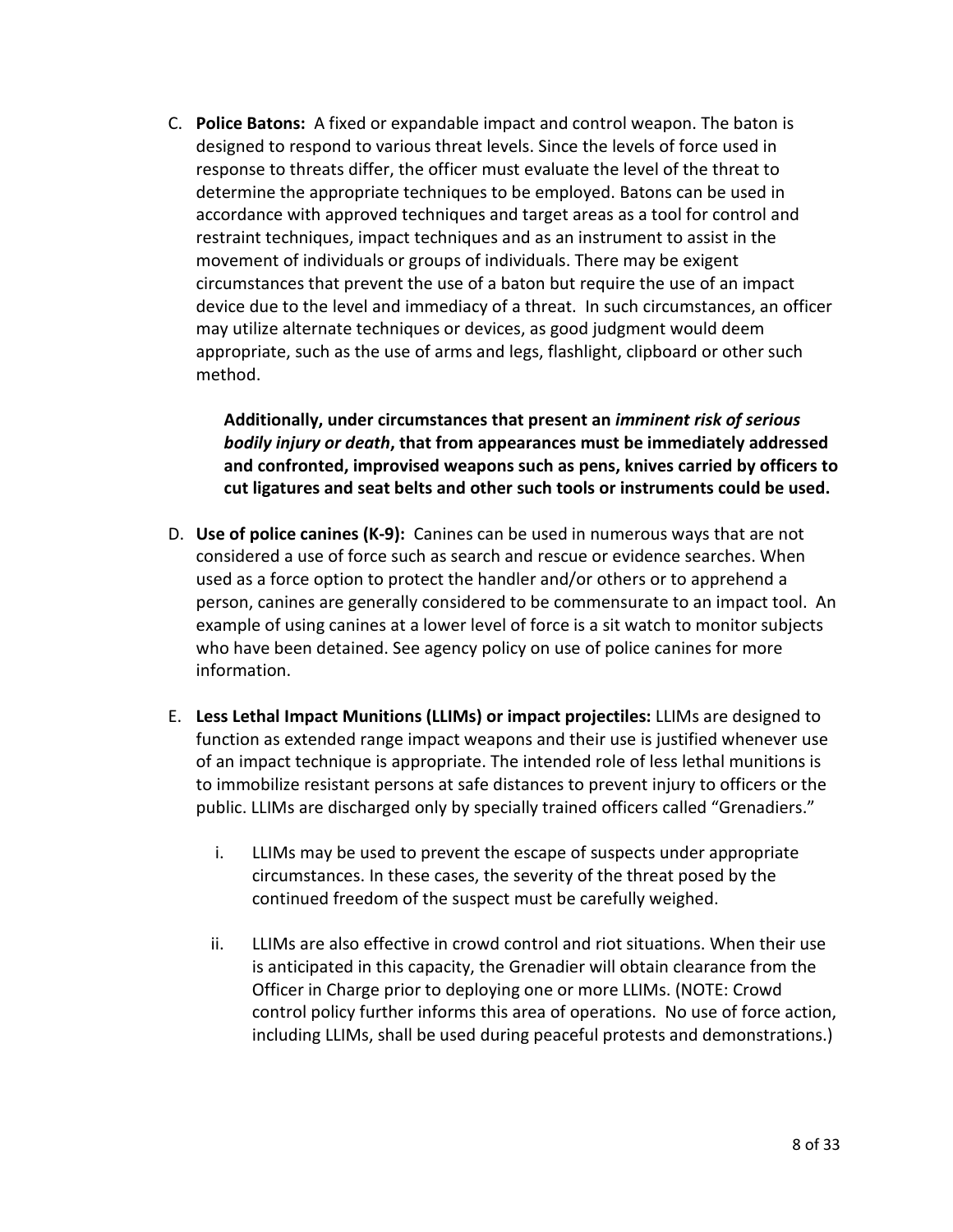C. **Police Batons:** A fixed or expandable impact and control weapon. The baton is designed to respond to various threat levels. Since the levels of force used in response to threats differ, the officer must evaluate the level of the threat to determine the appropriate techniques to be employed. Batons can be used in accordance with approved techniques and target areas as a tool for control and restraint techniques, impact techniques and as an instrument to assist in the movement of individuals or groups of individuals. There may be exigent circumstances that prevent the use of a baton but require the use of an impact device due to the level and immediacy of a threat. In such circumstances, an officer may utilize alternate techniques or devices, as good judgment would deem appropriate, such as the use of arms and legs, flashlight, clipboard or other such method.

   **Additionally, under circumstances that present an *imminent risk of serious bodily injury or death*, that from appearances must be immediately addressed and confronted, improvised weapons such as pens, knives carried by officers to cut ligatures and seat belts and other such tools or instruments could be used.**

D. **Use of police canines (K-9):** Canines can be used in numerous ways that are not considered a use of force such as search and rescue or evidence searches. When used as a force option to protect the handler and/or others or to apprehend a person, canines are generally considered to be commensurate to an impact tool. An example of using canines at a lower level of force is a sit watch to monitor subjects who have been detained. See agency policy on use of police canines for more information.

E. **Less Lethal Impact Munitions (LLIMs) or impact projectiles:** LLIMs are designed to function as extended range impact weapons and their use is justified whenever use of an impact technique is appropriate. The intended role of less lethal munitions is to immobilize resistant persons at safe distances to prevent injury to officers or the public. LLIMs are discharged only by specially trained officers called "Grenadiers."

   i. LLIMs may be used to prevent the escape of suspects under appropriate circumstances. In these cases, the severity of the threat posed by the continued freedom of the suspect must be carefully weighed.

   ii. LLIMs are also effective in crowd control and riot situations. When their use is anticipated in this capacity, the Grenadier will obtain clearance from the Officer in Charge prior to deploying one or more LLIMs. (NOTE: Crowd control policy further informs this area of operations. No use of force action, including LLIMs, shall be used during peaceful protests and demonstrations.)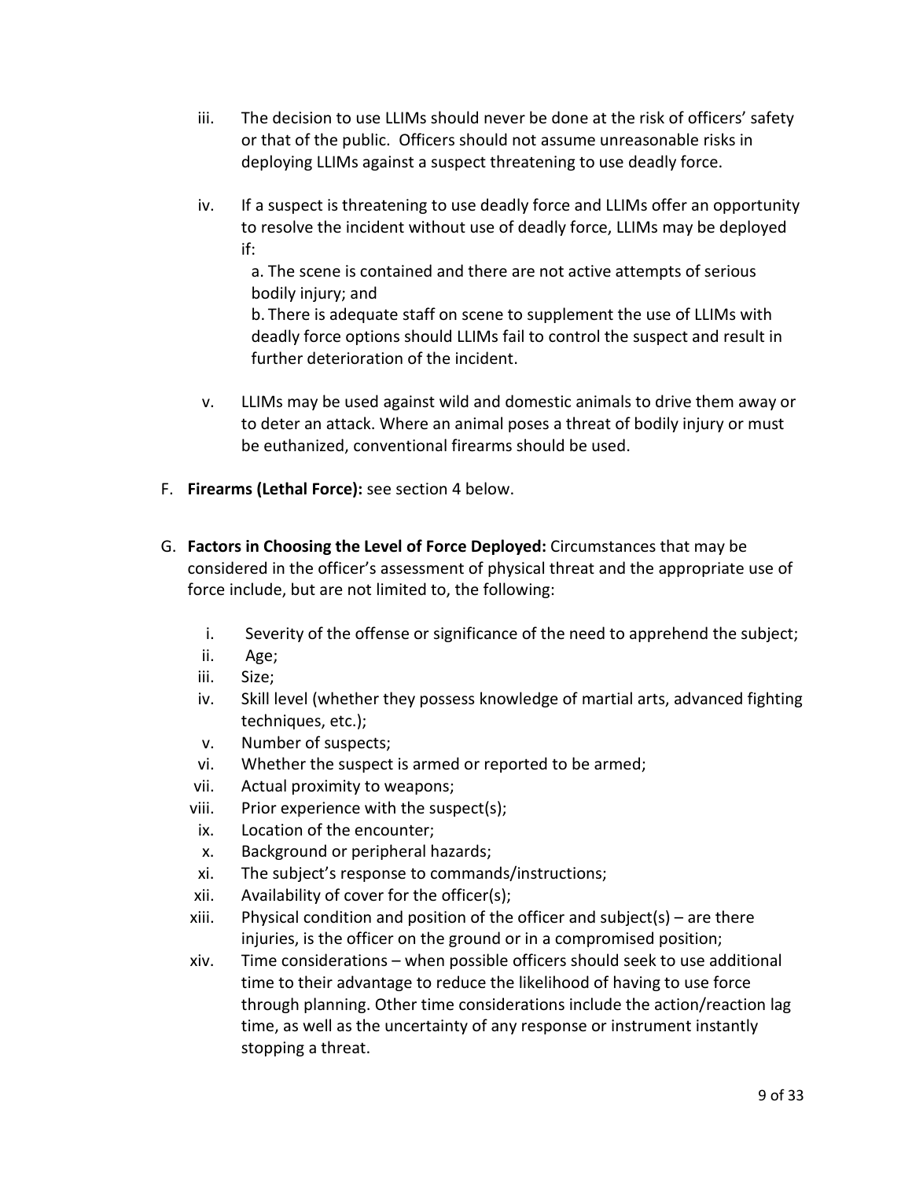iii. The decision to use LLIMs should never be done at the risk of officers' safety or that of the public. Officers should not assume unreasonable risks in deploying LLIMs against a suspect threatening to use deadly force.

iv. If a suspect is threatening to use deadly force and LLIMs offer an opportunity to resolve the incident without use of deadly force, LLIMs may be deployed if:

a. The scene is contained and there are not active attempts of serious bodily injury; and

b. There is adequate staff on scene to supplement the use of LLIMs with deadly force options should LLIMs fail to control the suspect and result in further deterioration of the incident.

v. LLIMs may be used against wild and domestic animals to drive them away or to deter an attack. Where an animal poses a threat of bodily injury or must be euthanized, conventional firearms should be used.

F. **Firearms (Lethal Force):** see section 4 below.

G. **Factors in Choosing the Level of Force Deployed:** Circumstances that may be considered in the officer's assessment of physical threat and the appropriate use of force include, but are not limited to, the following:

i. Severity of the offense or significance of the need to apprehend the subject;
ii. Age;
iii. Size;
iv. Skill level (whether they possess knowledge of martial arts, advanced fighting techniques, etc.);
v. Number of suspects;
vi. Whether the suspect is armed or reported to be armed;
vii. Actual proximity to weapons;
viii. Prior experience with the suspect(s);
ix. Location of the encounter;
x. Background or peripheral hazards;
xi. The subject's response to commands/instructions;
xii. Availability of cover for the officer(s);
xiii. Physical condition and position of the officer and subject(s) – are there injuries, is the officer on the ground or in a compromised position;
xiv. Time considerations – when possible officers should seek to use additional time to their advantage to reduce the likelihood of having to use force through planning. Other time considerations include the action/reaction lag time, as well as the uncertainty of any response or instrument instantly stopping a threat.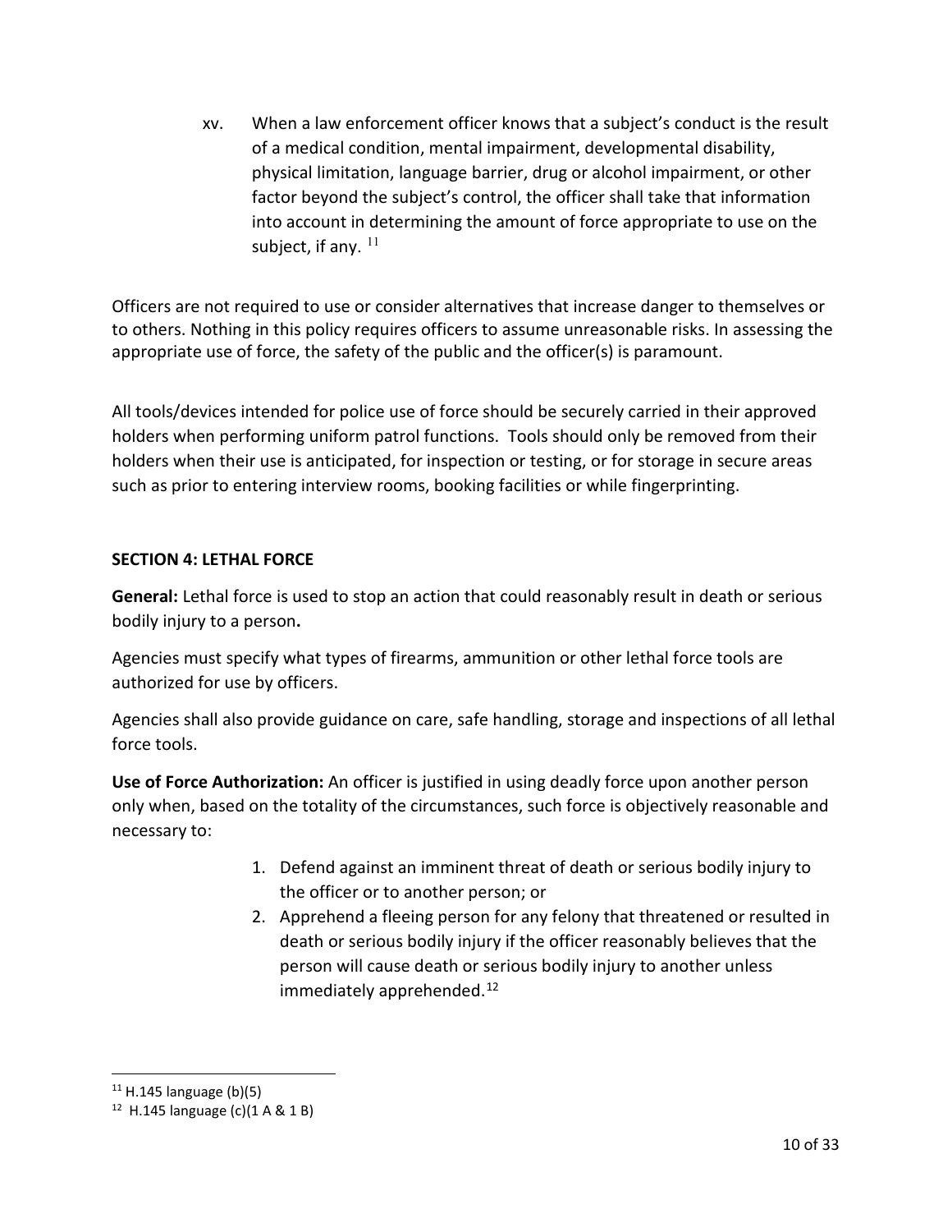xv. When a law enforcement officer knows that a subject's conduct is the result of a medical condition, mental impairment, developmental disability, physical limitation, language barrier, drug or alcohol impairment, or other factor beyond the subject's control, the officer shall take that information into account in determining the amount of force appropriate to use on the subject, if any. [11]

Officers are not required to use or consider alternatives that increase danger to themselves or to others. Nothing in this policy requires officers to assume unreasonable risks. In assessing the appropriate use of force, the safety of the public and the officer(s) is paramount.

All tools/devices intended for police use of force should be securely carried in their approved holders when performing uniform patrol functions. Tools should only be removed from their holders when their use is anticipated, for inspection or testing, or for storage in secure areas such as prior to entering interview rooms, booking facilities or while fingerprinting.

## SECTION 4: LETHAL FORCE

**General:** Lethal force is used to stop an action that could reasonably result in death or serious bodily injury to a person**.**

Agencies must specify what types of firearms, ammunition or other lethal force tools are authorized for use by officers.

Agencies shall also provide guidance on care, safe handling, storage and inspections of all lethal force tools.

**Use of Force Authorization:** An officer is justified in using deadly force upon another person only when, based on the totality of the circumstances, such force is objectively reasonable and necessary to:

1. Defend against an imminent threat of death or serious bodily injury to the officer or to another person; or
2. Apprehend a fleeing person for any felony that threatened or resulted in death or serious bodily injury if the officer reasonably believes that the person will cause death or serious bodily injury to another unless immediately apprehended.[12]

---

[11] H.145 language (b)(5)

[12] H.145 language (c)(1 A & 1 B)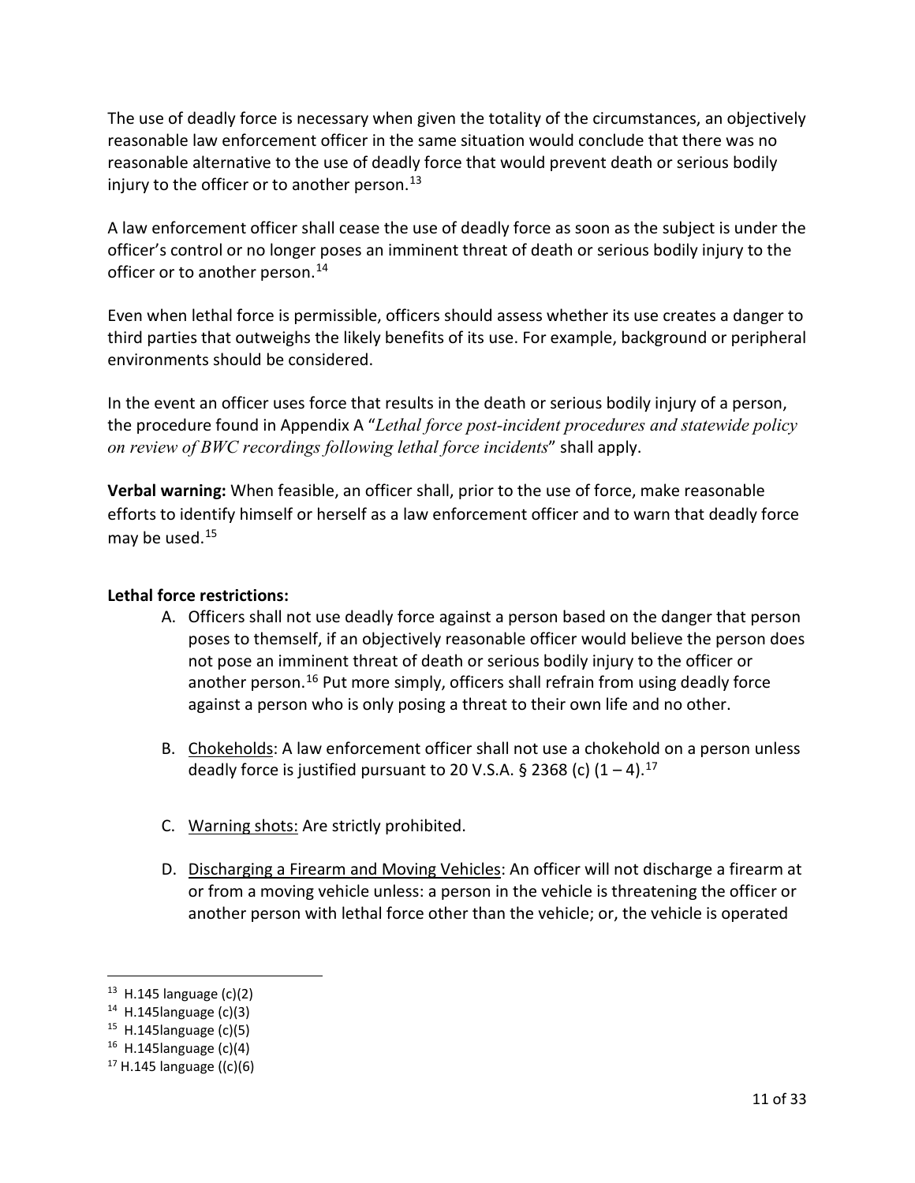The use of deadly force is necessary when given the totality of the circumstances, an objectively reasonable law enforcement officer in the same situation would conclude that there was no reasonable alternative to the use of deadly force that would prevent death or serious bodily injury to the officer or to another person.[13]

A law enforcement officer shall cease the use of deadly force as soon as the subject is under the officer's control or no longer poses an imminent threat of death or serious bodily injury to the officer or to another person.[14]

Even when lethal force is permissible, officers should assess whether its use creates a danger to third parties that outweighs the likely benefits of its use. For example, background or peripheral environments should be considered.

In the event an officer uses force that results in the death or serious bodily injury of a person, the procedure found in Appendix A "*Lethal force post-incident procedures and statewide policy on review of BWC recordings following lethal force incidents*" shall apply.

**Verbal warning:** When feasible, an officer shall, prior to the use of force, make reasonable efforts to identify himself or herself as a law enforcement officer and to warn that deadly force may be used.[15]

**Lethal force restrictions:**

A. Officers shall not use deadly force against a person based on the danger that person poses to themself, if an objectively reasonable officer would believe the person does not pose an imminent threat of death or serious bodily injury to the officer or another person.[16] Put more simply, officers shall refrain from using deadly force against a person who is only posing a threat to their own life and no other.

B. Chokeholds: A law enforcement officer shall not use a chokehold on a person unless deadly force is justified pursuant to 20 V.S.A. § 2368 (c) (1 – 4).[17]

C. Warning shots: Are strictly prohibited.

D. Discharging a Firearm and Moving Vehicles: An officer will not discharge a firearm at or from a moving vehicle unless: a person in the vehicle is threatening the officer or another person with lethal force other than the vehicle; or, the vehicle is operated

---

[13] H.145 language (c)(2)

[14] H.145language (c)(3)

[15] H.145language (c)(5)

[16] H.145language (c)(4)

[17] H.145 language ((c)(6)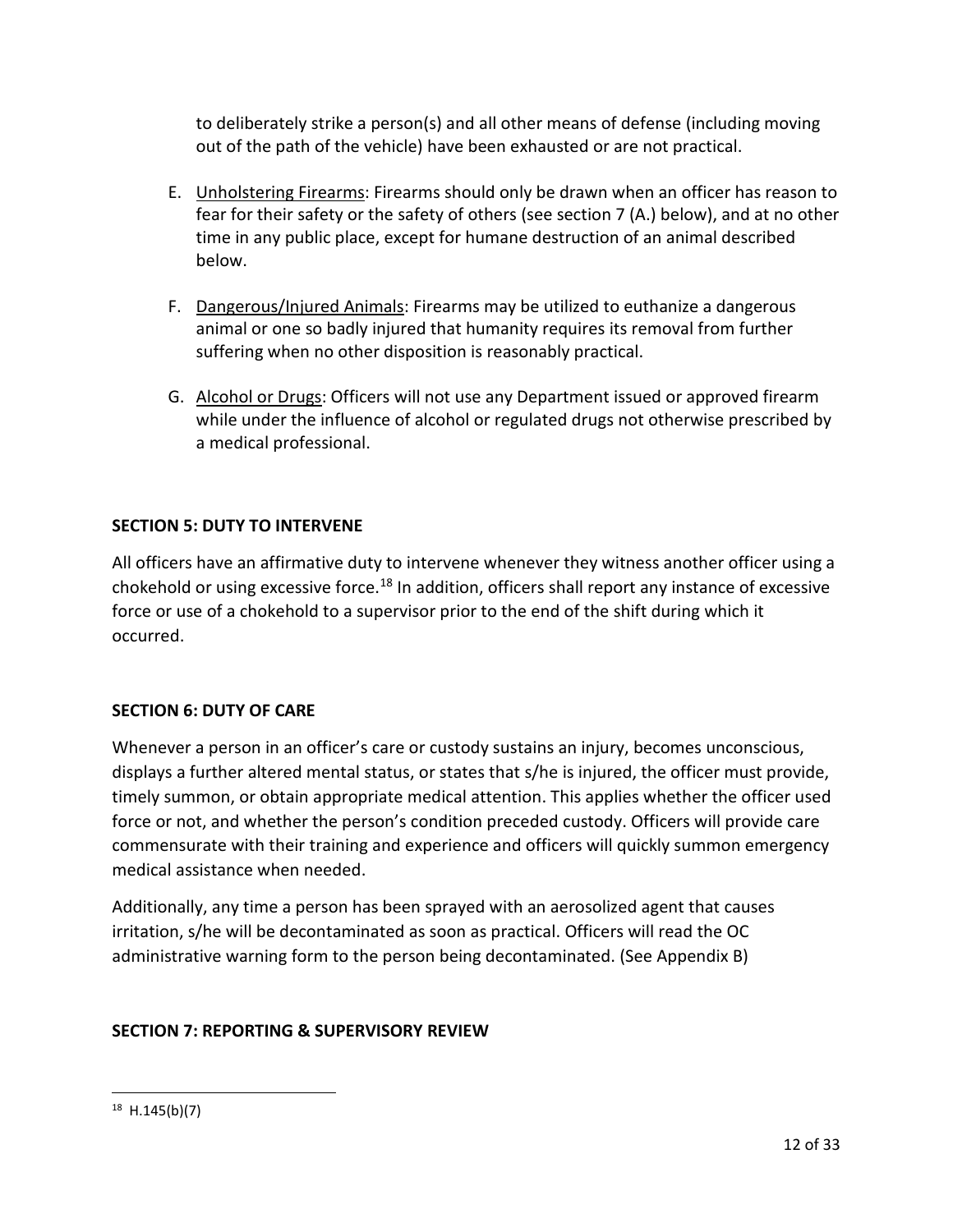to deliberately strike a person(s) and all other means of defense (including moving out of the path of the vehicle) have been exhausted or are not practical.

E. Unholstering Firearms: Firearms should only be drawn when an officer has reason to fear for their safety or the safety of others (see section 7 (A.) below), and at no other time in any public place, except for humane destruction of an animal described below.

F. Dangerous/Injured Animals: Firearms may be utilized to euthanize a dangerous animal or one so badly injured that humanity requires its removal from further suffering when no other disposition is reasonably practical.

G. Alcohol or Drugs: Officers will not use any Department issued or approved firearm while under the influence of alcohol or regulated drugs not otherwise prescribed by a medical professional.

## SECTION 5: DUTY TO INTERVENE

All officers have an affirmative duty to intervene whenever they witness another officer using a chokehold or using excessive force.[18] In addition, officers shall report any instance of excessive force or use of a chokehold to a supervisor prior to the end of the shift during which it occurred.

## SECTION 6: DUTY OF CARE

Whenever a person in an officer's care or custody sustains an injury, becomes unconscious, displays a further altered mental status, or states that s/he is injured, the officer must provide, timely summon, or obtain appropriate medical attention. This applies whether the officer used force or not, and whether the person's condition preceded custody. Officers will provide care commensurate with their training and experience and officers will quickly summon emergency medical assistance when needed.

Additionally, any time a person has been sprayed with an aerosolized agent that causes irritation, s/he will be decontaminated as soon as practical. Officers will read the OC administrative warning form to the person being decontaminated. (See Appendix B)

## SECTION 7: REPORTING & SUPERVISORY REVIEW

---

[18] H.145(b)(7)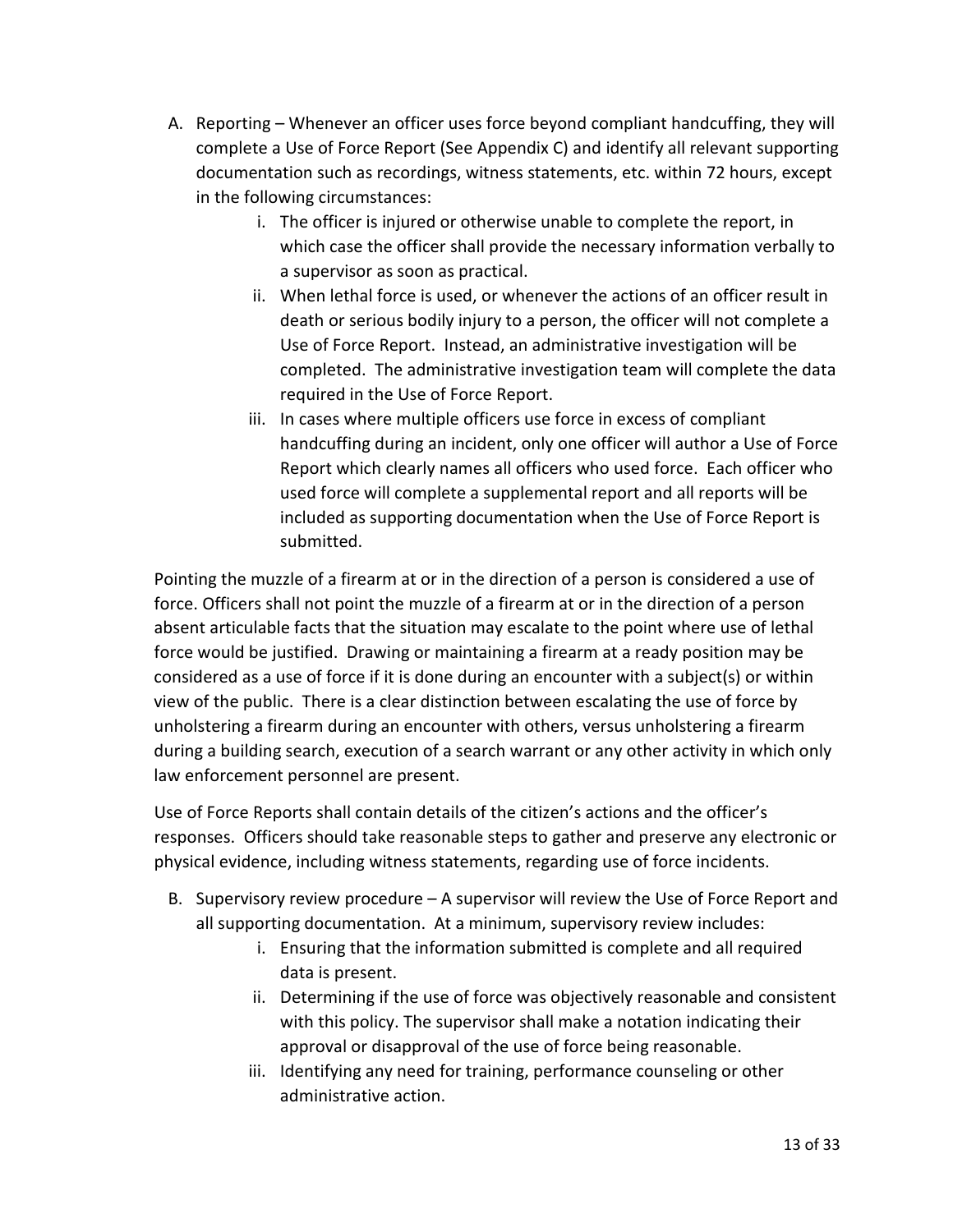A. Reporting – Whenever an officer uses force beyond compliant handcuffing, they will complete a Use of Force Report (See Appendix C) and identify all relevant supporting documentation such as recordings, witness statements, etc. within 72 hours, except in the following circumstances:

    i. The officer is injured or otherwise unable to complete the report, in which case the officer shall provide the necessary information verbally to a supervisor as soon as practical.

    ii. When lethal force is used, or whenever the actions of an officer result in death or serious bodily injury to a person, the officer will not complete a Use of Force Report. Instead, an administrative investigation will be completed. The administrative investigation team will complete the data required in the Use of Force Report.

    iii. In cases where multiple officers use force in excess of compliant handcuffing during an incident, only one officer will author a Use of Force Report which clearly names all officers who used force. Each officer who used force will complete a supplemental report and all reports will be included as supporting documentation when the Use of Force Report is submitted.

Pointing the muzzle of a firearm at or in the direction of a person is considered a use of force. Officers shall not point the muzzle of a firearm at or in the direction of a person absent articulable facts that the situation may escalate to the point where use of lethal force would be justified. Drawing or maintaining a firearm at a ready position may be considered as a use of force if it is done during an encounter with a subject(s) or within view of the public. There is a clear distinction between escalating the use of force by unholstering a firearm during an encounter with others, versus unholstering a firearm during a building search, execution of a search warrant or any other activity in which only law enforcement personnel are present.

Use of Force Reports shall contain details of the citizen's actions and the officer's responses. Officers should take reasonable steps to gather and preserve any electronic or physical evidence, including witness statements, regarding use of force incidents.

B. Supervisory review procedure – A supervisor will review the Use of Force Report and all supporting documentation. At a minimum, supervisory review includes:

    i. Ensuring that the information submitted is complete and all required data is present.

    ii. Determining if the use of force was objectively reasonable and consistent with this policy. The supervisor shall make a notation indicating their approval or disapproval of the use of force being reasonable.

    iii. Identifying any need for training, performance counseling or other administrative action.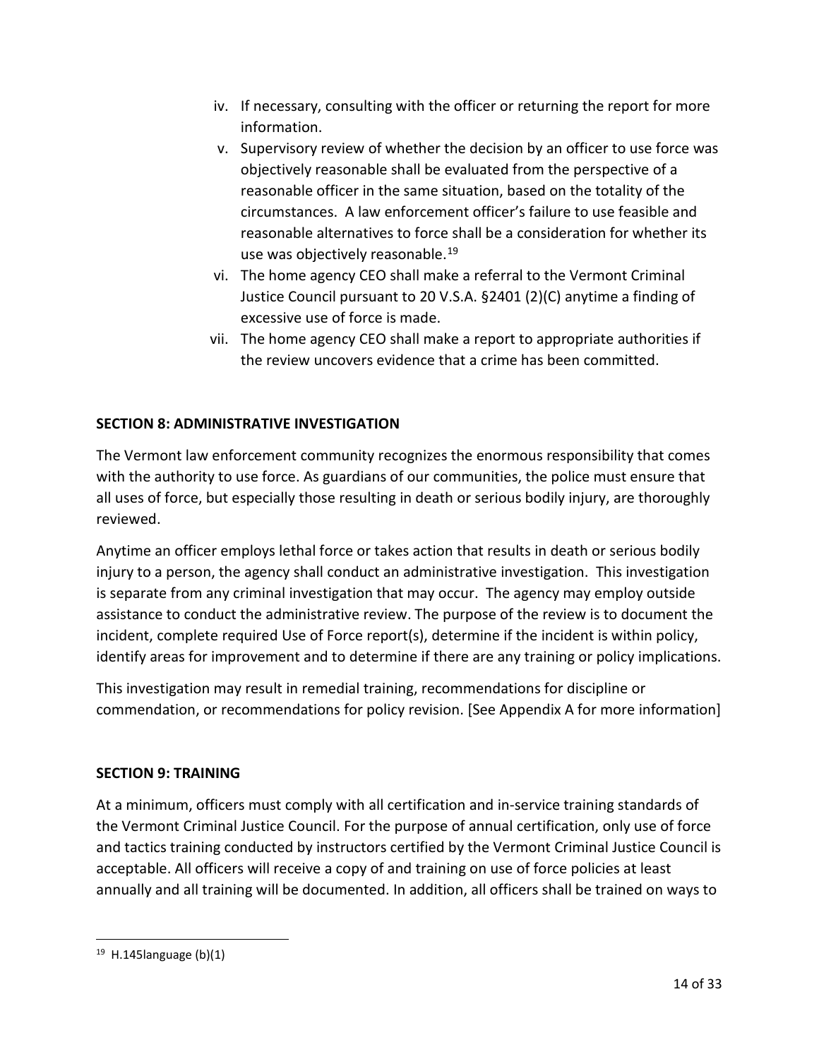iv. If necessary, consulting with the officer or returning the report for more information.
v. Supervisory review of whether the decision by an officer to use force was objectively reasonable shall be evaluated from the perspective of a reasonable officer in the same situation, based on the totality of the circumstances. A law enforcement officer's failure to use feasible and reasonable alternatives to force shall be a consideration for whether its use was objectively reasonable.[19]
vi. The home agency CEO shall make a referral to the Vermont Criminal Justice Council pursuant to 20 V.S.A. §2401 (2)(C) anytime a finding of excessive use of force is made.
vii. The home agency CEO shall make a report to appropriate authorities if the review uncovers evidence that a crime has been committed.

**SECTION 8: ADMINISTRATIVE INVESTIGATION**

The Vermont law enforcement community recognizes the enormous responsibility that comes with the authority to use force. As guardians of our communities, the police must ensure that all uses of force, but especially those resulting in death or serious bodily injury, are thoroughly reviewed.

Anytime an officer employs lethal force or takes action that results in death or serious bodily injury to a person, the agency shall conduct an administrative investigation. This investigation is separate from any criminal investigation that may occur. The agency may employ outside assistance to conduct the administrative review. The purpose of the review is to document the incident, complete required Use of Force report(s), determine if the incident is within policy, identify areas for improvement and to determine if there are any training or policy implications.

This investigation may result in remedial training, recommendations for discipline or commendation, or recommendations for policy revision. [See Appendix A for more information]

**SECTION 9: TRAINING**

At a minimum, officers must comply with all certification and in-service training standards of the Vermont Criminal Justice Council. For the purpose of annual certification, only use of force and tactics training conducted by instructors certified by the Vermont Criminal Justice Council is acceptable. All officers will receive a copy of and training on use of force policies at least annually and all training will be documented. In addition, all officers shall be trained on ways to

[19] H.145language (b)(1)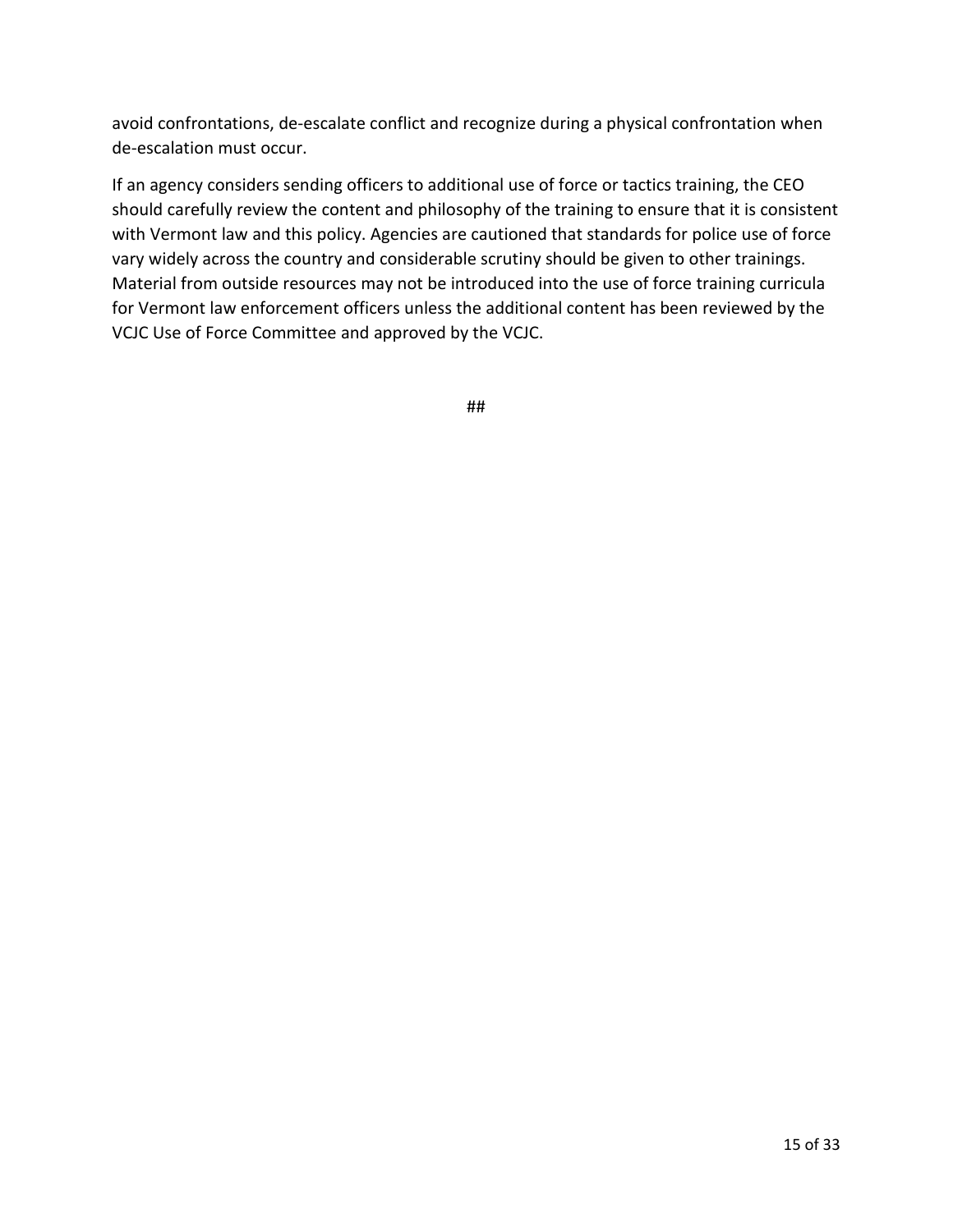avoid confrontations, de-escalate conflict and recognize during a physical confrontation when de-escalation must occur.

If an agency considers sending officers to additional use of force or tactics training, the CEO should carefully review the content and philosophy of the training to ensure that it is consistent with Vermont law and this policy. Agencies are cautioned that standards for police use of force vary widely across the country and considerable scrutiny should be given to other trainings. Material from outside resources may not be introduced into the use of force training curricula for Vermont law enforcement officers unless the additional content has been reviewed by the VCJC Use of Force Committee and approved by the VCJC.

##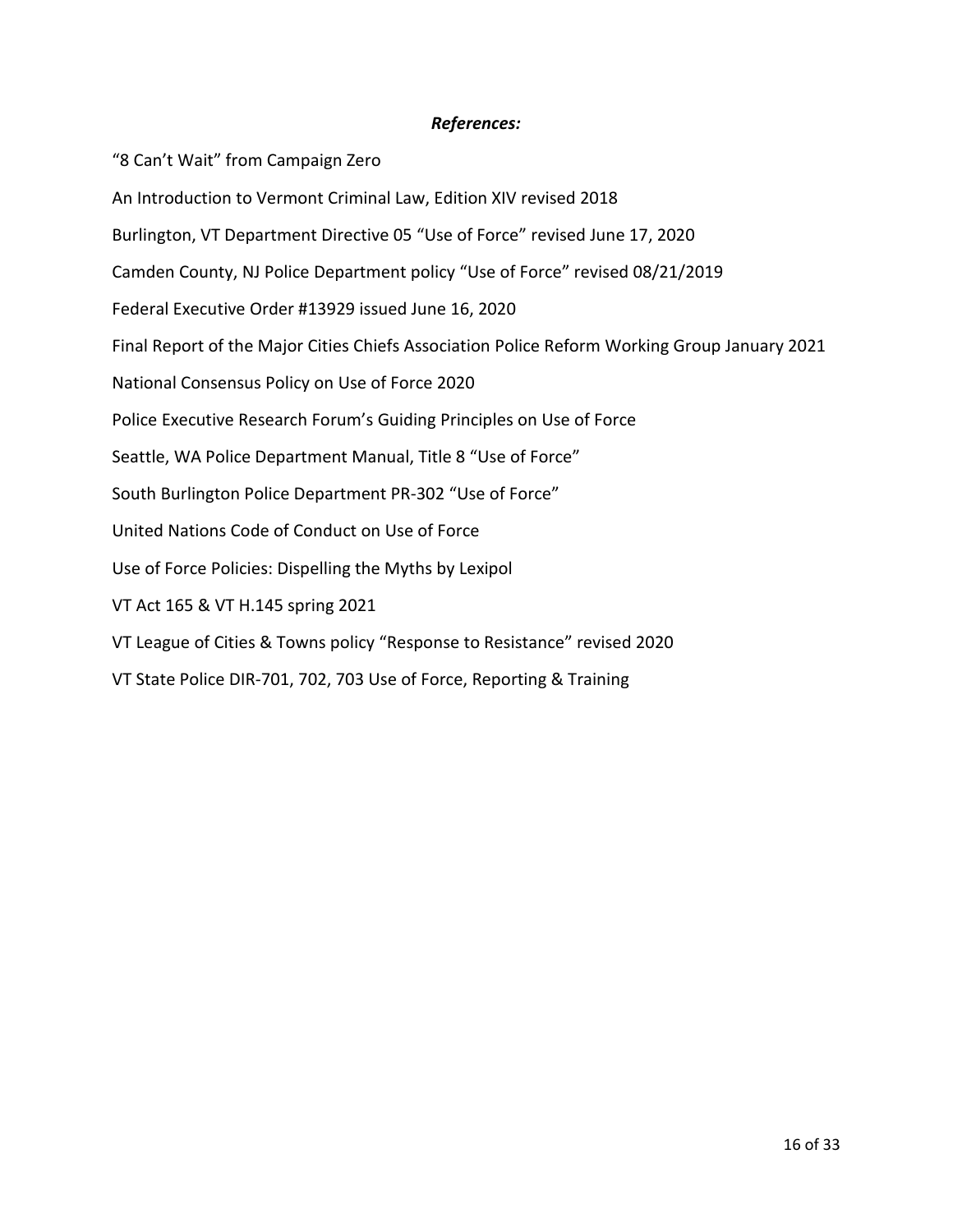### *References:*

"8 Can't Wait" from Campaign Zero

An Introduction to Vermont Criminal Law, Edition XIV revised 2018

Burlington, VT Department Directive 05 "Use of Force" revised June 17, 2020

Camden County, NJ Police Department policy "Use of Force" revised 08/21/2019

Federal Executive Order #13929 issued June 16, 2020

Final Report of the Major Cities Chiefs Association Police Reform Working Group January 2021

National Consensus Policy on Use of Force 2020

Police Executive Research Forum's Guiding Principles on Use of Force

Seattle, WA Police Department Manual, Title 8 "Use of Force"

South Burlington Police Department PR-302 "Use of Force"

United Nations Code of Conduct on Use of Force

Use of Force Policies: Dispelling the Myths by Lexipol

VT Act 165 & VT H.145 spring 2021

VT League of Cities & Towns policy "Response to Resistance" revised 2020

VT State Police DIR-701, 702, 703 Use of Force, Reporting & Training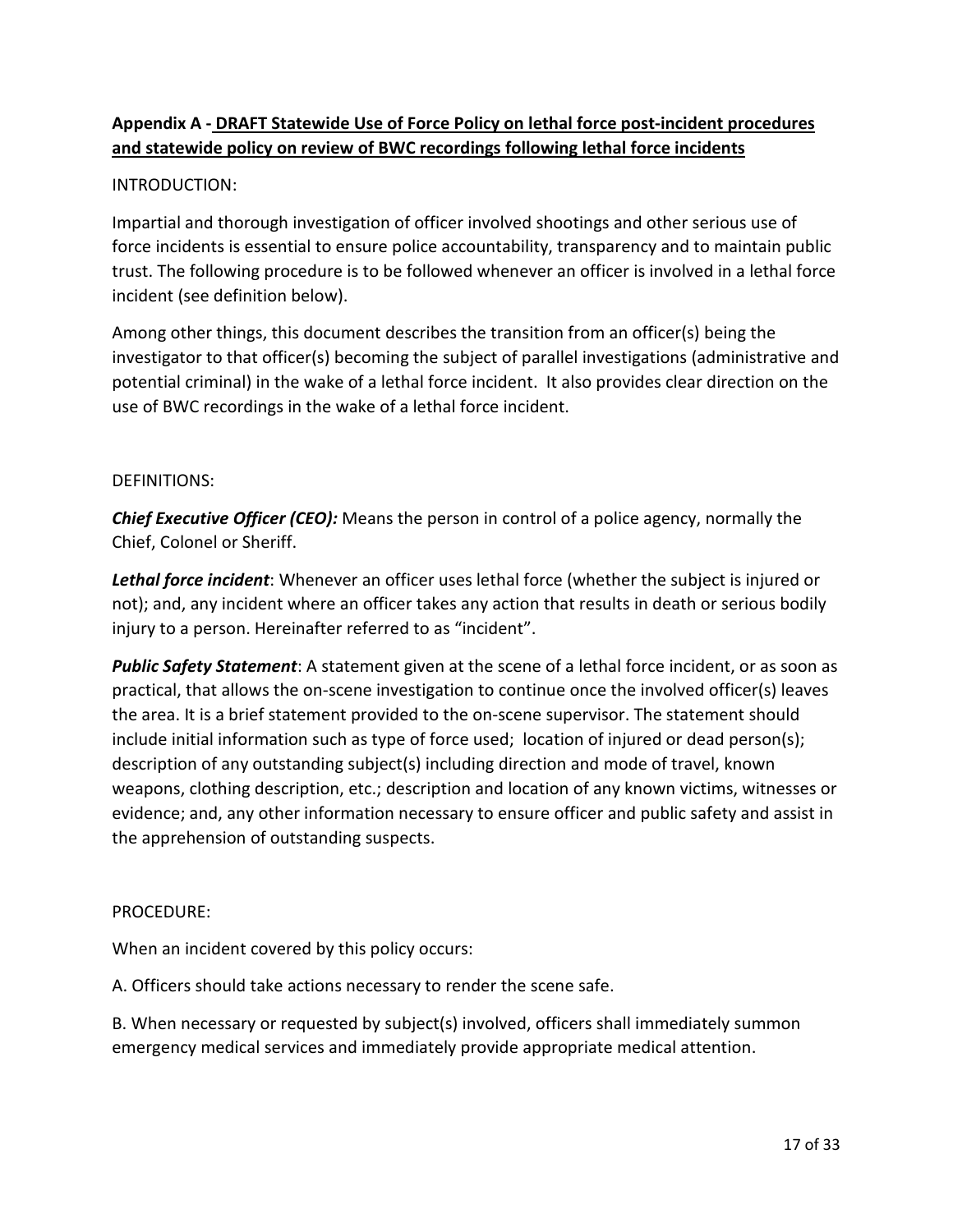**Appendix A - DRAFT Statewide Use of Force Policy on lethal force post-incident procedures and statewide policy on review of BWC recordings following lethal force incidents**

INTRODUCTION:

Impartial and thorough investigation of officer involved shootings and other serious use of force incidents is essential to ensure police accountability, transparency and to maintain public trust. The following procedure is to be followed whenever an officer is involved in a lethal force incident (see definition below).

Among other things, this document describes the transition from an officer(s) being the investigator to that officer(s) becoming the subject of parallel investigations (administrative and potential criminal) in the wake of a lethal force incident. It also provides clear direction on the use of BWC recordings in the wake of a lethal force incident.

DEFINITIONS:

***Chief Executive Officer (CEO):*** Means the person in control of a police agency, normally the Chief, Colonel or Sheriff.

***Lethal force incident***: Whenever an officer uses lethal force (whether the subject is injured or not); and, any incident where an officer takes any action that results in death or serious bodily injury to a person. Hereinafter referred to as "incident".

***Public Safety Statement***: A statement given at the scene of a lethal force incident, or as soon as practical, that allows the on-scene investigation to continue once the involved officer(s) leaves the area. It is a brief statement provided to the on-scene supervisor. The statement should include initial information such as type of force used; location of injured or dead person(s); description of any outstanding subject(s) including direction and mode of travel, known weapons, clothing description, etc.; description and location of any known victims, witnesses or evidence; and, any other information necessary to ensure officer and public safety and assist in the apprehension of outstanding suspects.

PROCEDURE:

When an incident covered by this policy occurs:

A. Officers should take actions necessary to render the scene safe.

B. When necessary or requested by subject(s) involved, officers shall immediately summon emergency medical services and immediately provide appropriate medical attention.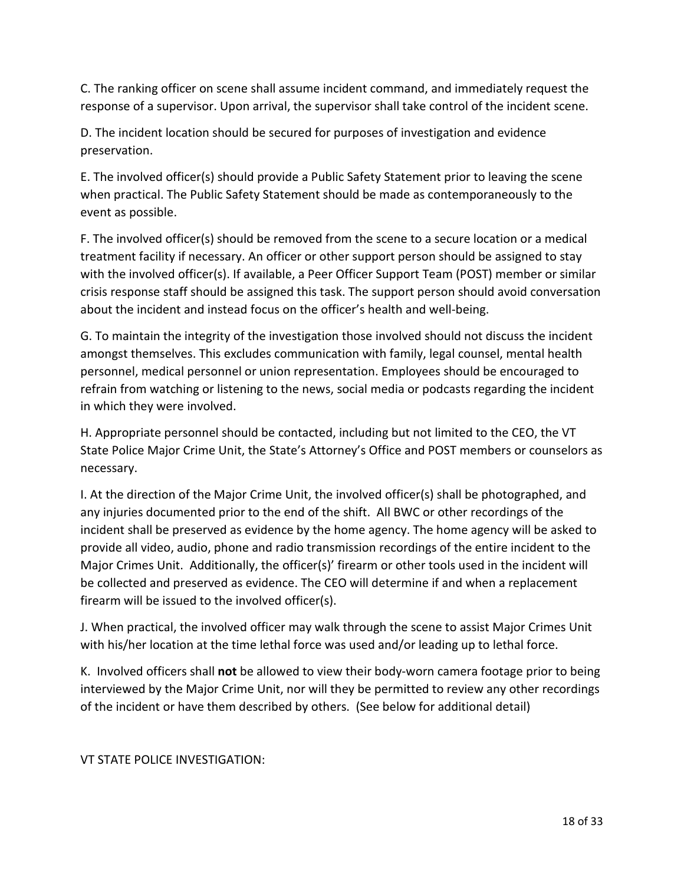C. The ranking officer on scene shall assume incident command, and immediately request the response of a supervisor. Upon arrival, the supervisor shall take control of the incident scene.

D. The incident location should be secured for purposes of investigation and evidence preservation.

E. The involved officer(s) should provide a Public Safety Statement prior to leaving the scene when practical. The Public Safety Statement should be made as contemporaneously to the event as possible.

F. The involved officer(s) should be removed from the scene to a secure location or a medical treatment facility if necessary. An officer or other support person should be assigned to stay with the involved officer(s). If available, a Peer Officer Support Team (POST) member or similar crisis response staff should be assigned this task. The support person should avoid conversation about the incident and instead focus on the officer's health and well-being.

G. To maintain the integrity of the investigation those involved should not discuss the incident amongst themselves. This excludes communication with family, legal counsel, mental health personnel, medical personnel or union representation. Employees should be encouraged to refrain from watching or listening to the news, social media or podcasts regarding the incident in which they were involved.

H. Appropriate personnel should be contacted, including but not limited to the CEO, the VT State Police Major Crime Unit, the State's Attorney's Office and POST members or counselors as necessary.

I. At the direction of the Major Crime Unit, the involved officer(s) shall be photographed, and any injuries documented prior to the end of the shift. All BWC or other recordings of the incident shall be preserved as evidence by the home agency. The home agency will be asked to provide all video, audio, phone and radio transmission recordings of the entire incident to the Major Crimes Unit. Additionally, the officer(s)' firearm or other tools used in the incident will be collected and preserved as evidence. The CEO will determine if and when a replacement firearm will be issued to the involved officer(s).

J. When practical, the involved officer may walk through the scene to assist Major Crimes Unit with his/her location at the time lethal force was used and/or leading up to lethal force.

K. Involved officers shall **not** be allowed to view their body-worn camera footage prior to being interviewed by the Major Crime Unit, nor will they be permitted to review any other recordings of the incident or have them described by others. (See below for additional detail)

VT STATE POLICE INVESTIGATION: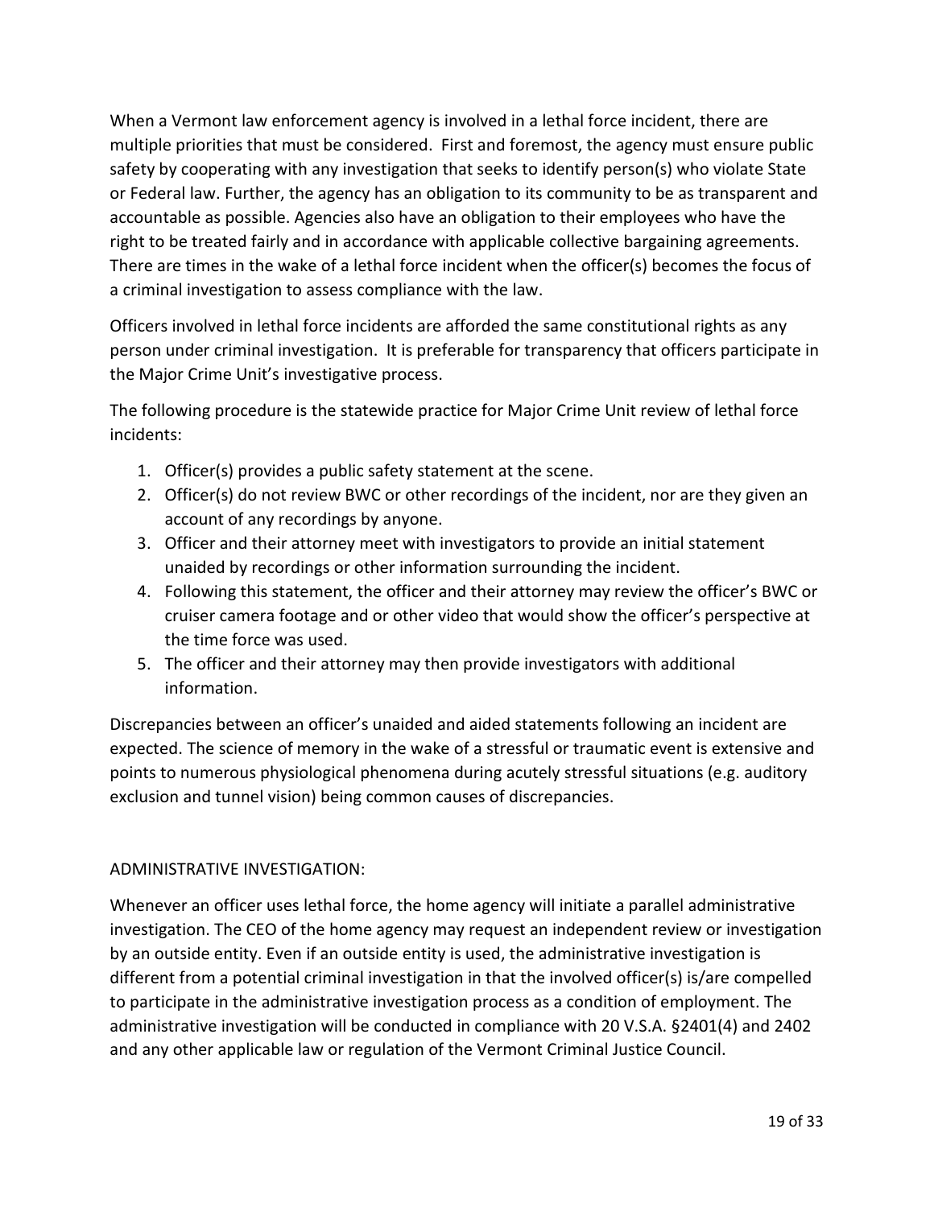When a Vermont law enforcement agency is involved in a lethal force incident, there are multiple priorities that must be considered. First and foremost, the agency must ensure public safety by cooperating with any investigation that seeks to identify person(s) who violate State or Federal law. Further, the agency has an obligation to its community to be as transparent and accountable as possible. Agencies also have an obligation to their employees who have the right to be treated fairly and in accordance with applicable collective bargaining agreements. There are times in the wake of a lethal force incident when the officer(s) becomes the focus of a criminal investigation to assess compliance with the law.

Officers involved in lethal force incidents are afforded the same constitutional rights as any person under criminal investigation. It is preferable for transparency that officers participate in the Major Crime Unit's investigative process.

The following procedure is the statewide practice for Major Crime Unit review of lethal force incidents:

1. Officer(s) provides a public safety statement at the scene.
2. Officer(s) do not review BWC or other recordings of the incident, nor are they given an account of any recordings by anyone.
3. Officer and their attorney meet with investigators to provide an initial statement unaided by recordings or other information surrounding the incident.
4. Following this statement, the officer and their attorney may review the officer's BWC or cruiser camera footage and or other video that would show the officer's perspective at the time force was used.
5. The officer and their attorney may then provide investigators with additional information.

Discrepancies between an officer's unaided and aided statements following an incident are expected. The science of memory in the wake of a stressful or traumatic event is extensive and points to numerous physiological phenomena during acutely stressful situations (e.g. auditory exclusion and tunnel vision) being common causes of discrepancies.

## ADMINISTRATIVE INVESTIGATION:

Whenever an officer uses lethal force, the home agency will initiate a parallel administrative investigation. The CEO of the home agency may request an independent review or investigation by an outside entity. Even if an outside entity is used, the administrative investigation is different from a potential criminal investigation in that the involved officer(s) is/are compelled to participate in the administrative investigation process as a condition of employment. The administrative investigation will be conducted in compliance with 20 V.S.A. §2401(4) and 2402 and any other applicable law or regulation of the Vermont Criminal Justice Council.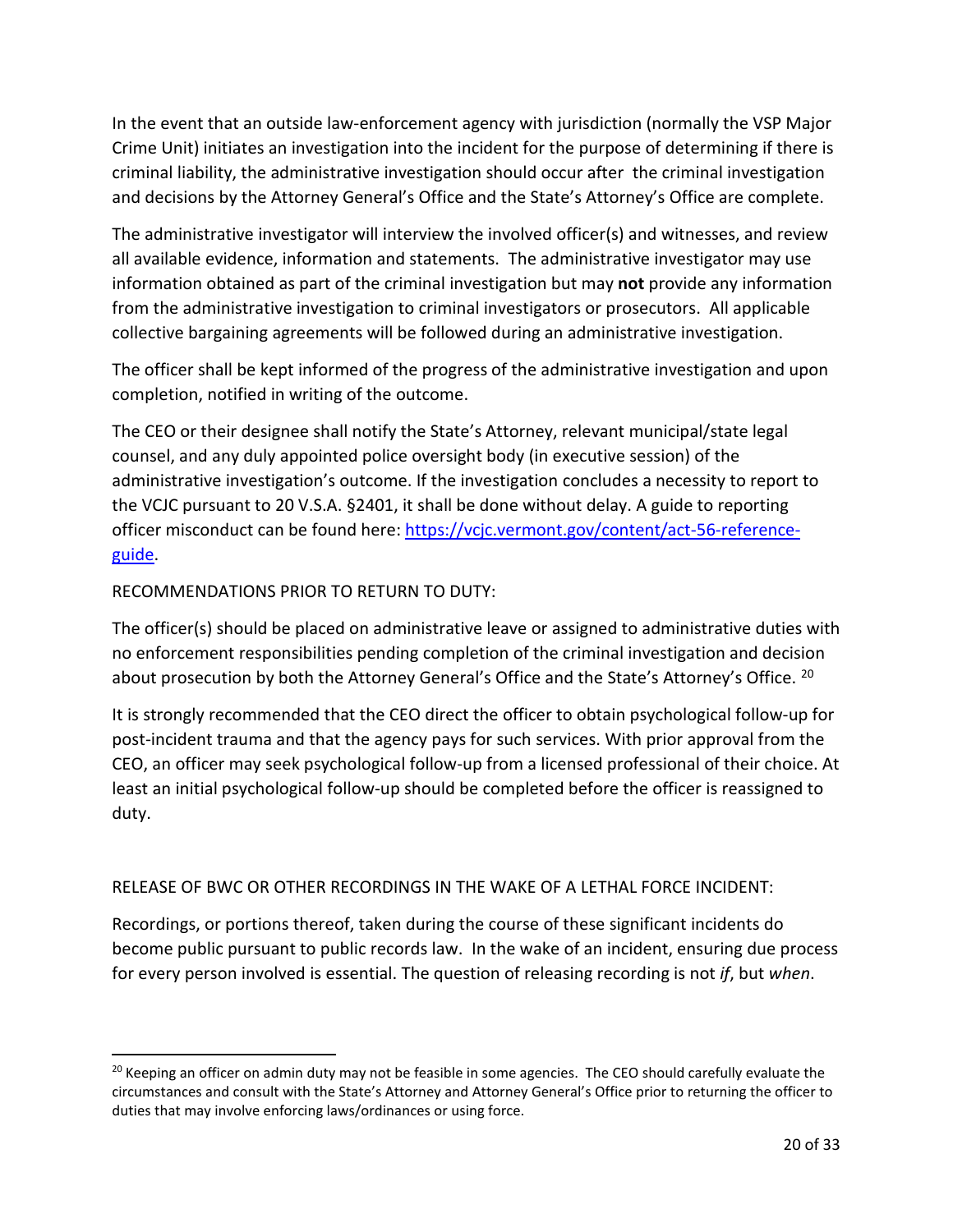In the event that an outside law-enforcement agency with jurisdiction (normally the VSP Major Crime Unit) initiates an investigation into the incident for the purpose of determining if there is criminal liability, the administrative investigation should occur after the criminal investigation and decisions by the Attorney General's Office and the State's Attorney's Office are complete.

The administrative investigator will interview the involved officer(s) and witnesses, and review all available evidence, information and statements. The administrative investigator may use information obtained as part of the criminal investigation but may **not** provide any information from the administrative investigation to criminal investigators or prosecutors. All applicable collective bargaining agreements will be followed during an administrative investigation.

The officer shall be kept informed of the progress of the administrative investigation and upon completion, notified in writing of the outcome.

The CEO or their designee shall notify the State's Attorney, relevant municipal/state legal counsel, and any duly appointed police oversight body (in executive session) of the administrative investigation's outcome. If the investigation concludes a necessity to report to the VCJC pursuant to 20 V.S.A. §2401, it shall be done without delay. A guide to reporting officer misconduct can be found here: [https://vcjc.vermont.gov/content/act-56-reference-guide](https://vcjc.vermont.gov/content/act-56-reference-guide).

RECOMMENDATIONS PRIOR TO RETURN TO DUTY:

The officer(s) should be placed on administrative leave or assigned to administrative duties with no enforcement responsibilities pending completion of the criminal investigation and decision about prosecution by both the Attorney General's Office and the State's Attorney's Office. [20]

It is strongly recommended that the CEO direct the officer to obtain psychological follow-up for post-incident trauma and that the agency pays for such services. With prior approval from the CEO, an officer may seek psychological follow-up from a licensed professional of their choice. At least an initial psychological follow-up should be completed before the officer is reassigned to duty.

RELEASE OF BWC OR OTHER RECORDINGS IN THE WAKE OF A LETHAL FORCE INCIDENT:

Recordings, or portions thereof, taken during the course of these significant incidents do become public pursuant to public records law. In the wake of an incident, ensuring due process for every person involved is essential. The question of releasing recording is not *if*, but *when*.

---

[20] Keeping an officer on admin duty may not be feasible in some agencies. The CEO should carefully evaluate the circumstances and consult with the State's Attorney and Attorney General's Office prior to returning the officer to duties that may involve enforcing laws/ordinances or using force.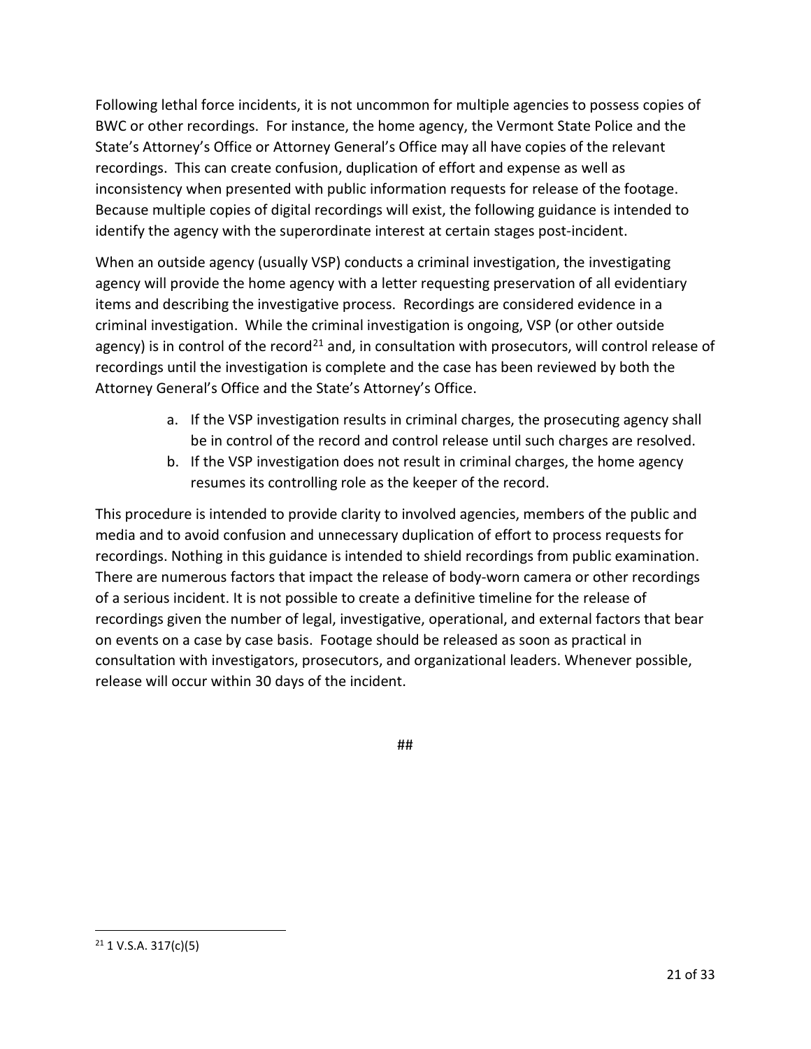Following lethal force incidents, it is not uncommon for multiple agencies to possess copies of BWC or other recordings. For instance, the home agency, the Vermont State Police and the State's Attorney's Office or Attorney General's Office may all have copies of the relevant recordings. This can create confusion, duplication of effort and expense as well as inconsistency when presented with public information requests for release of the footage. Because multiple copies of digital recordings will exist, the following guidance is intended to identify the agency with the superordinate interest at certain stages post-incident.

When an outside agency (usually VSP) conducts a criminal investigation, the investigating agency will provide the home agency with a letter requesting preservation of all evidentiary items and describing the investigative process. Recordings are considered evidence in a criminal investigation. While the criminal investigation is ongoing, VSP (or other outside agency) is in control of the record[21] and, in consultation with prosecutors, will control release of recordings until the investigation is complete and the case has been reviewed by both the Attorney General's Office and the State's Attorney's Office.

a. If the VSP investigation results in criminal charges, the prosecuting agency shall be in control of the record and control release until such charges are resolved.
b. If the VSP investigation does not result in criminal charges, the home agency resumes its controlling role as the keeper of the record.

This procedure is intended to provide clarity to involved agencies, members of the public and media and to avoid confusion and unnecessary duplication of effort to process requests for recordings. Nothing in this guidance is intended to shield recordings from public examination. There are numerous factors that impact the release of body-worn camera or other recordings of a serious incident. It is not possible to create a definitive timeline for the release of recordings given the number of legal, investigative, operational, and external factors that bear on events on a case by case basis. Footage should be released as soon as practical in consultation with investigators, prosecutors, and organizational leaders. Whenever possible, release will occur within 30 days of the incident.

##

[21] 1 V.S.A. 317(c)(5)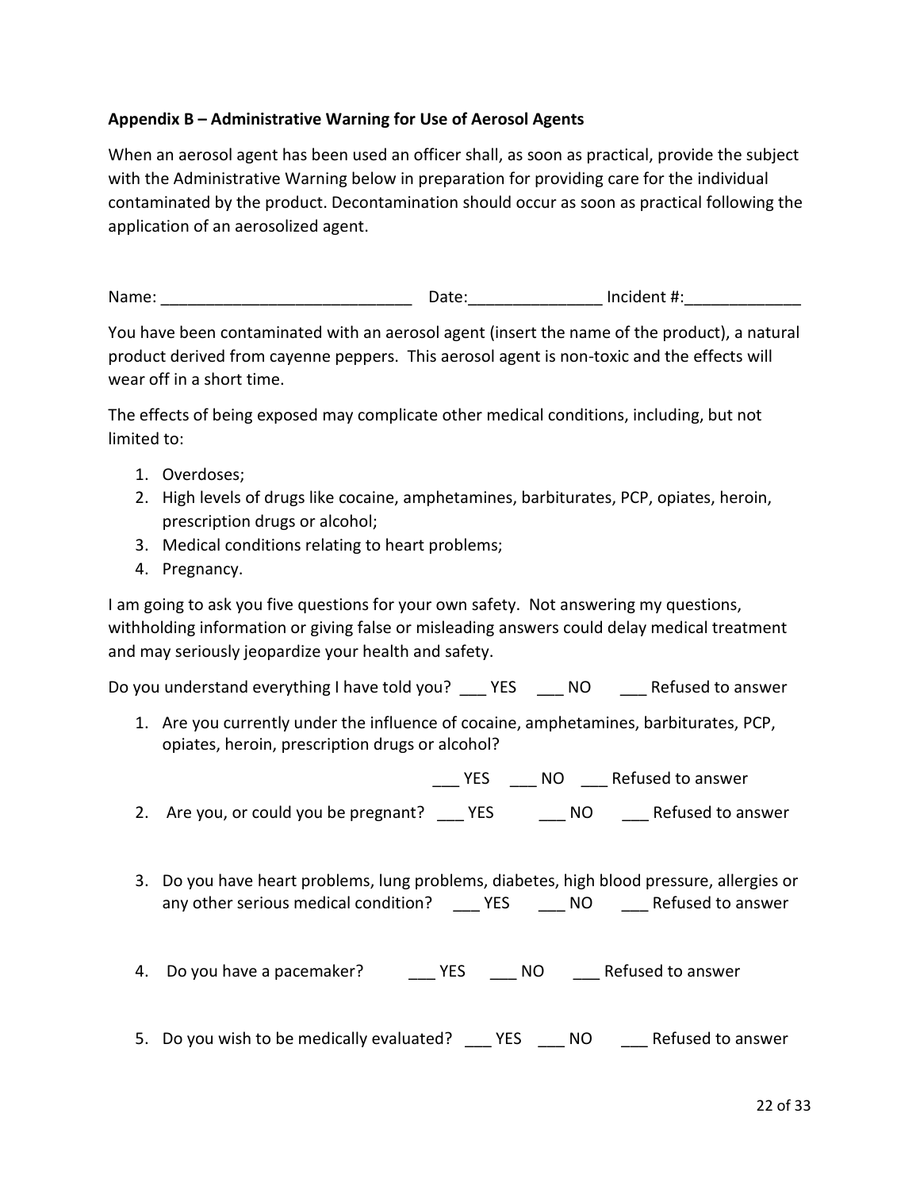**Appendix B – Administrative Warning for Use of Aerosol Agents**

When an aerosol agent has been used an officer shall, as soon as practical, provide the subject with the Administrative Warning below in preparation for providing care for the individual contaminated by the product. Decontamination should occur as soon as practical following the application of an aerosolized agent.

Name: ____________________________ Date:_______________ Incident #:_____________

You have been contaminated with an aerosol agent (insert the name of the product), a natural product derived from cayenne peppers. This aerosol agent is non-toxic and the effects will wear off in a short time.

The effects of being exposed may complicate other medical conditions, including, but not limited to:

1. Overdoses;
2. High levels of drugs like cocaine, amphetamines, barbiturates, PCP, opiates, heroin, prescription drugs or alcohol;
3. Medical conditions relating to heart problems;
4. Pregnancy.

I am going to ask you five questions for your own safety. Not answering my questions, withholding information or giving false or misleading answers could delay medical treatment and may seriously jeopardize your health and safety.

Do you understand everything I have told you? ___ YES ___ NO ___ Refused to answer

1. Are you currently under the influence of cocaine, amphetamines, barbiturates, PCP, opiates, heroin, prescription drugs or alcohol?

   ___ YES ___ NO ___ Refused to answer

2. Are you, or could you be pregnant? ___ YES ___ NO ___ Refused to answer

3. Do you have heart problems, lung problems, diabetes, high blood pressure, allergies or any other serious medical condition? ___ YES ___ NO ___ Refused to answer

4. Do you have a pacemaker? ___ YES ___ NO ___ Refused to answer

5. Do you wish to be medically evaluated? ___ YES ___ NO ___ Refused to answer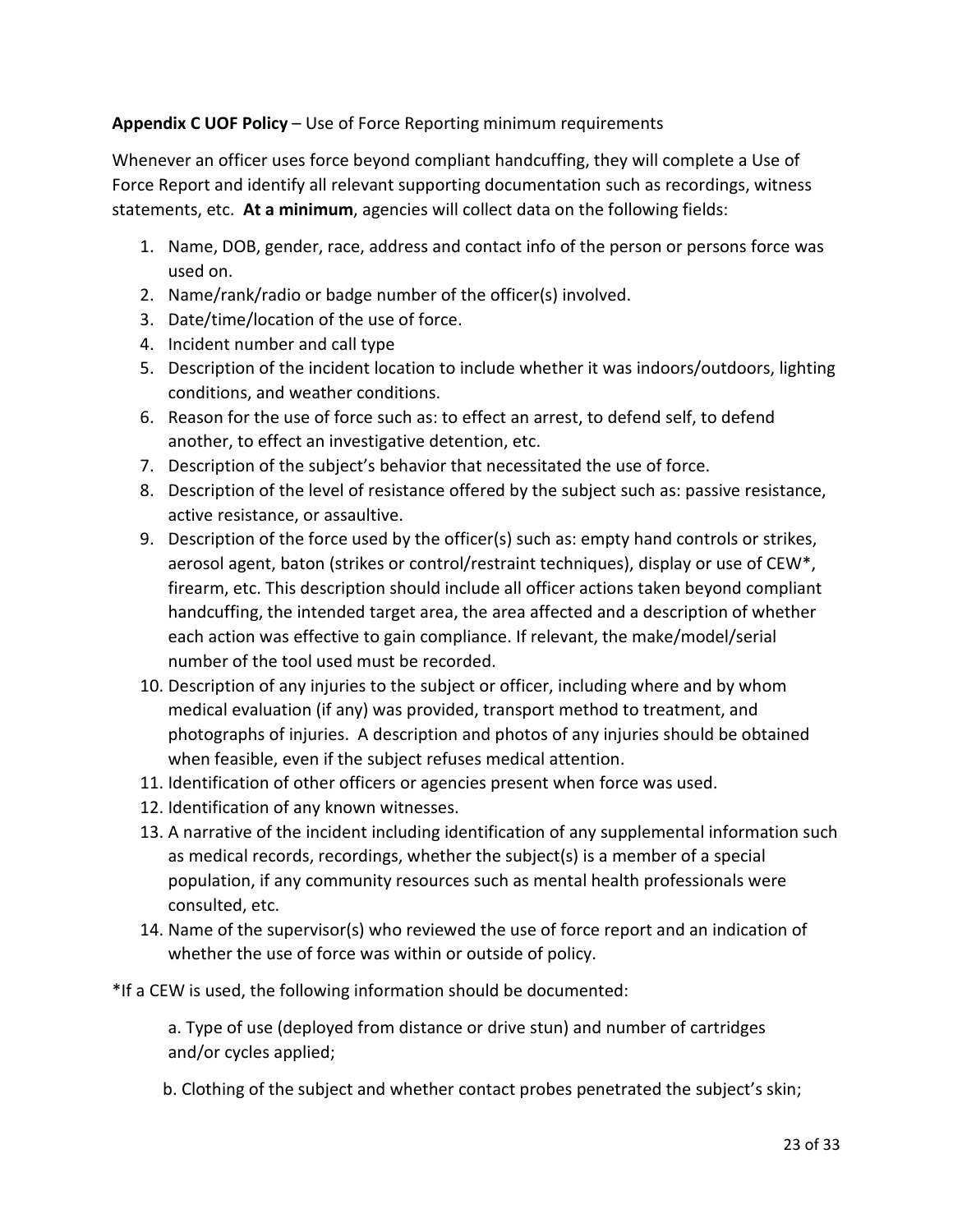**Appendix C UOF Policy** – Use of Force Reporting minimum requirements

Whenever an officer uses force beyond compliant handcuffing, they will complete a Use of Force Report and identify all relevant supporting documentation such as recordings, witness statements, etc. **At a minimum**, agencies will collect data on the following fields:

1. Name, DOB, gender, race, address and contact info of the person or persons force was used on.
2. Name/rank/radio or badge number of the officer(s) involved.
3. Date/time/location of the use of force.
4. Incident number and call type
5. Description of the incident location to include whether it was indoors/outdoors, lighting conditions, and weather conditions.
6. Reason for the use of force such as: to effect an arrest, to defend self, to defend another, to effect an investigative detention, etc.
7. Description of the subject's behavior that necessitated the use of force.
8. Description of the level of resistance offered by the subject such as: passive resistance, active resistance, or assaultive.
9. Description of the force used by the officer(s) such as: empty hand controls or strikes, aerosol agent, baton (strikes or control/restraint techniques), display or use of CEW*, firearm, etc. This description should include all officer actions taken beyond compliant handcuffing, the intended target area, the area affected and a description of whether each action was effective to gain compliance. If relevant, the make/model/serial number of the tool used must be recorded.
10. Description of any injuries to the subject or officer, including where and by whom medical evaluation (if any) was provided, transport method to treatment, and photographs of injuries. A description and photos of any injuries should be obtained when feasible, even if the subject refuses medical attention.
11. Identification of other officers or agencies present when force was used.
12. Identification of any known witnesses.
13. A narrative of the incident including identification of any supplemental information such as medical records, recordings, whether the subject(s) is a member of a special population, if any community resources such as mental health professionals were consulted, etc.
14. Name of the supervisor(s) who reviewed the use of force report and an indication of whether the use of force was within or outside of policy.

*If a CEW is used, the following information should be documented:

a. Type of use (deployed from distance or drive stun) and number of cartridges and/or cycles applied;

b. Clothing of the subject and whether contact probes penetrated the subject's skin;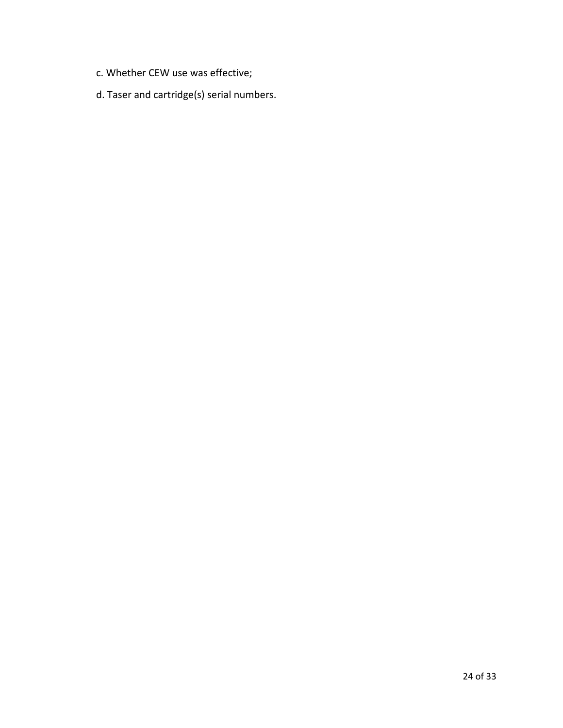c. Whether CEW use was effective;

d. Taser and cartridge(s) serial numbers.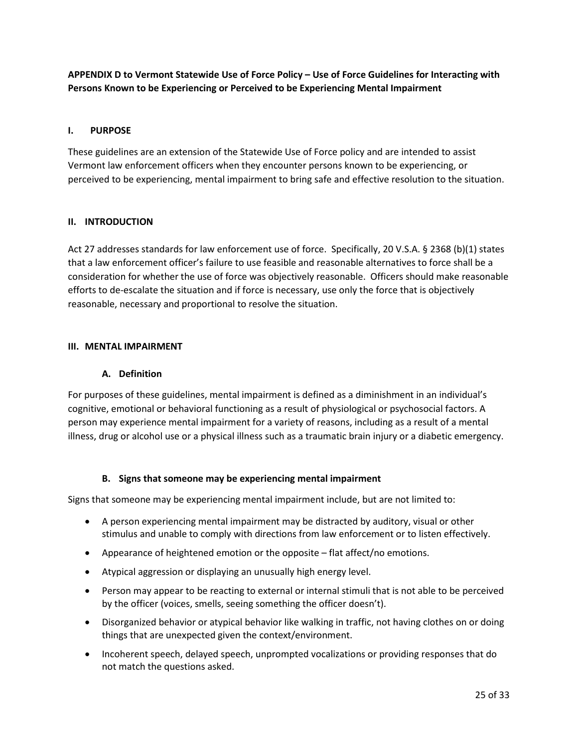**APPENDIX D to Vermont Statewide Use of Force Policy – Use of Force Guidelines for Interacting with Persons Known to be Experiencing or Perceived to be Experiencing Mental Impairment**

## I. PURPOSE

These guidelines are an extension of the Statewide Use of Force policy and are intended to assist Vermont law enforcement officers when they encounter persons known to be experiencing, or perceived to be experiencing, mental impairment to bring safe and effective resolution to the situation.

## II. INTRODUCTION

Act 27 addresses standards for law enforcement use of force. Specifically, 20 V.S.A. § 2368 (b)(1) states that a law enforcement officer's failure to use feasible and reasonable alternatives to force shall be a consideration for whether the use of force was objectively reasonable. Officers should make reasonable efforts to de-escalate the situation and if force is necessary, use only the force that is objectively reasonable, necessary and proportional to resolve the situation.

## III. MENTAL IMPAIRMENT

### A. Definition

For purposes of these guidelines, mental impairment is defined as a diminishment in an individual's cognitive, emotional or behavioral functioning as a result of physiological or psychosocial factors. A person may experience mental impairment for a variety of reasons, including as a result of a mental illness, drug or alcohol use or a physical illness such as a traumatic brain injury or a diabetic emergency.

### B. Signs that someone may be experiencing mental impairment

Signs that someone may be experiencing mental impairment include, but are not limited to:

- A person experiencing mental impairment may be distracted by auditory, visual or other stimulus and unable to comply with directions from law enforcement or to listen effectively.
- Appearance of heightened emotion or the opposite – flat affect/no emotions.
- Atypical aggression or displaying an unusually high energy level.
- Person may appear to be reacting to external or internal stimuli that is not able to be perceived by the officer (voices, smells, seeing something the officer doesn't).
- Disorganized behavior or atypical behavior like walking in traffic, not having clothes on or doing things that are unexpected given the context/environment.
- Incoherent speech, delayed speech, unprompted vocalizations or providing responses that do not match the questions asked.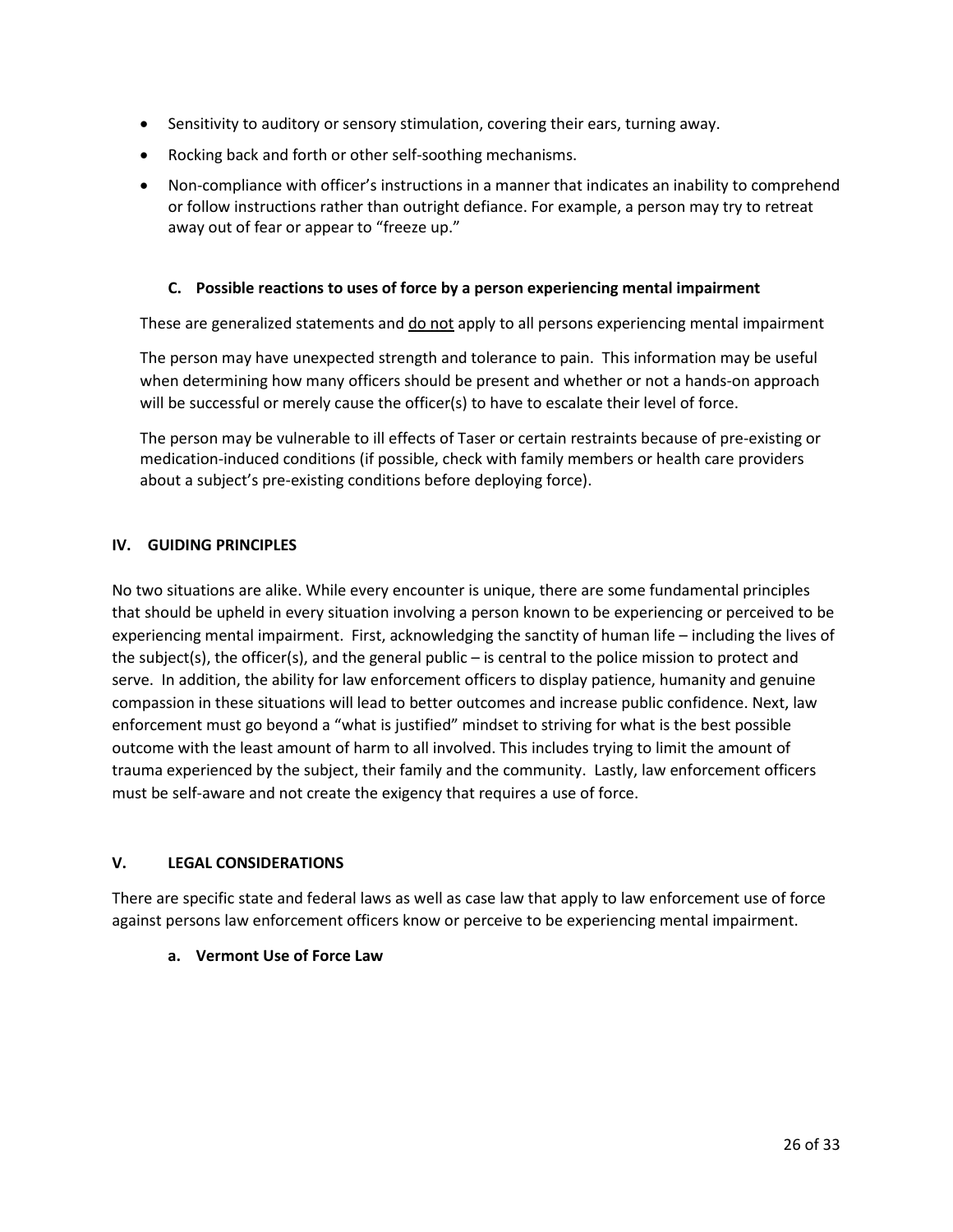- Sensitivity to auditory or sensory stimulation, covering their ears, turning away.
- Rocking back and forth or other self-soothing mechanisms.
- Non-compliance with officer's instructions in a manner that indicates an inability to comprehend or follow instructions rather than outright defiance. For example, a person may try to retreat away out of fear or appear to "freeze up."

### C. Possible reactions to uses of force by a person experiencing mental impairment

These are generalized statements and <u>do not</u> apply to all persons experiencing mental impairment

The person may have unexpected strength and tolerance to pain. This information may be useful when determining how many officers should be present and whether or not a hands-on approach will be successful or merely cause the officer(s) to have to escalate their level of force.

The person may be vulnerable to ill effects of Taser or certain restraints because of pre-existing or medication-induced conditions (if possible, check with family members or health care providers about a subject's pre-existing conditions before deploying force).

## IV. GUIDING PRINCIPLES

No two situations are alike. While every encounter is unique, there are some fundamental principles that should be upheld in every situation involving a person known to be experiencing or perceived to be experiencing mental impairment. First, acknowledging the sanctity of human life – including the lives of the subject(s), the officer(s), and the general public – is central to the police mission to protect and serve. In addition, the ability for law enforcement officers to display patience, humanity and genuine compassion in these situations will lead to better outcomes and increase public confidence. Next, law enforcement must go beyond a "what is justified" mindset to striving for what is the best possible outcome with the least amount of harm to all involved. This includes trying to limit the amount of trauma experienced by the subject, their family and the community. Lastly, law enforcement officers must be self-aware and not create the exigency that requires a use of force.

## V. LEGAL CONSIDERATIONS

There are specific state and federal laws as well as case law that apply to law enforcement use of force against persons law enforcement officers know or perceive to be experiencing mental impairment.

### a. Vermont Use of Force Law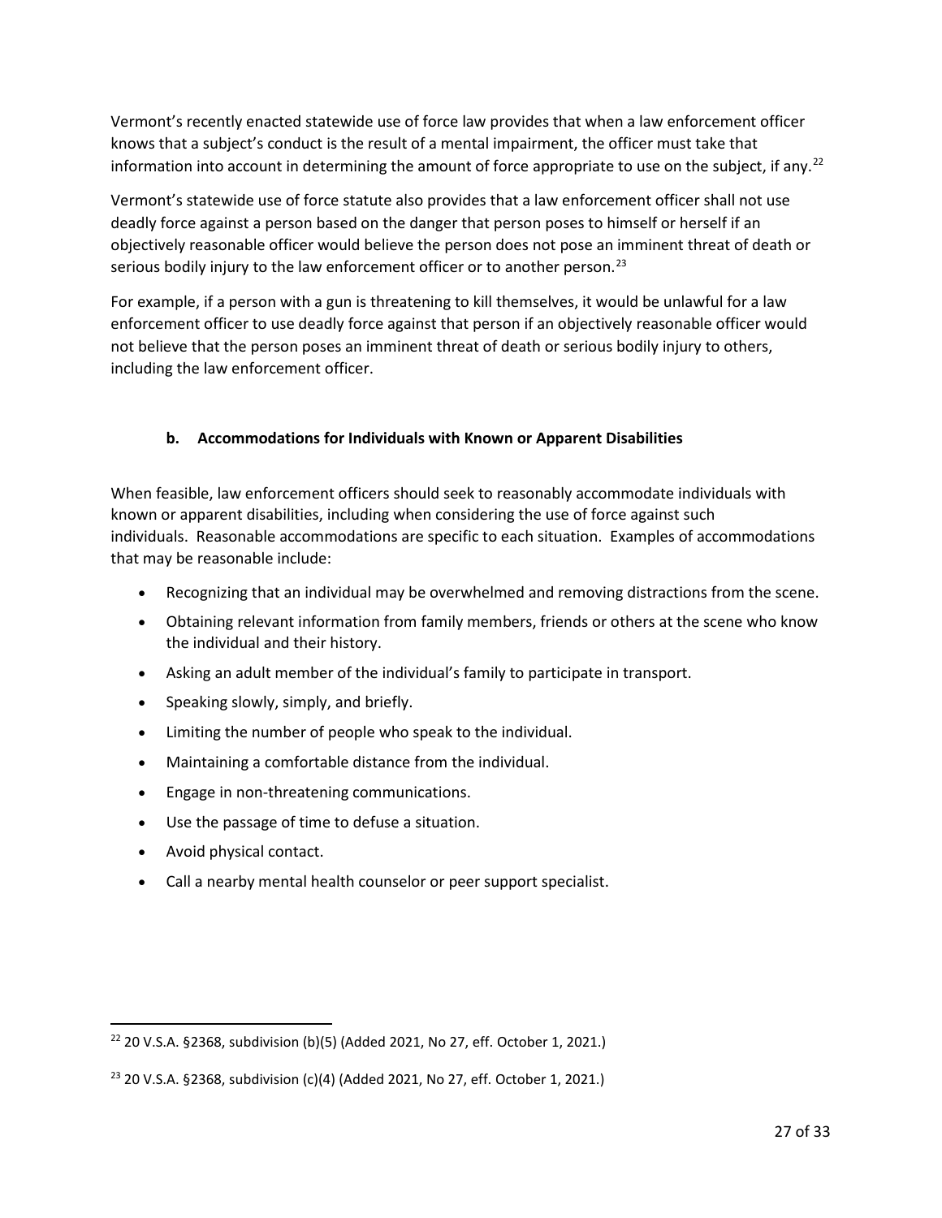Vermont's recently enacted statewide use of force law provides that when a law enforcement officer knows that a subject's conduct is the result of a mental impairment, the officer must take that information into account in determining the amount of force appropriate to use on the subject, if any.[22]

Vermont's statewide use of force statute also provides that a law enforcement officer shall not use deadly force against a person based on the danger that person poses to himself or herself if an objectively reasonable officer would believe the person does not pose an imminent threat of death or serious bodily injury to the law enforcement officer or to another person.[23]

For example, if a person with a gun is threatening to kill themselves, it would be unlawful for a law enforcement officer to use deadly force against that person if an objectively reasonable officer would not believe that the person poses an imminent threat of death or serious bodily injury to others, including the law enforcement officer.

### b. Accommodations for Individuals with Known or Apparent Disabilities

When feasible, law enforcement officers should seek to reasonably accommodate individuals with known or apparent disabilities, including when considering the use of force against such individuals. Reasonable accommodations are specific to each situation. Examples of accommodations that may be reasonable include:

- Recognizing that an individual may be overwhelmed and removing distractions from the scene.
- Obtaining relevant information from family members, friends or others at the scene who know the individual and their history.
- Asking an adult member of the individual's family to participate in transport.
- Speaking slowly, simply, and briefly.
- Limiting the number of people who speak to the individual.
- Maintaining a comfortable distance from the individual.
- Engage in non-threatening communications.
- Use the passage of time to defuse a situation.
- Avoid physical contact.
- Call a nearby mental health counselor or peer support specialist.

---

[22] 20 V.S.A. §2368, subdivision (b)(5) (Added 2021, No 27, eff. October 1, 2021.)

[23] 20 V.S.A. §2368, subdivision (c)(4) (Added 2021, No 27, eff. October 1, 2021.)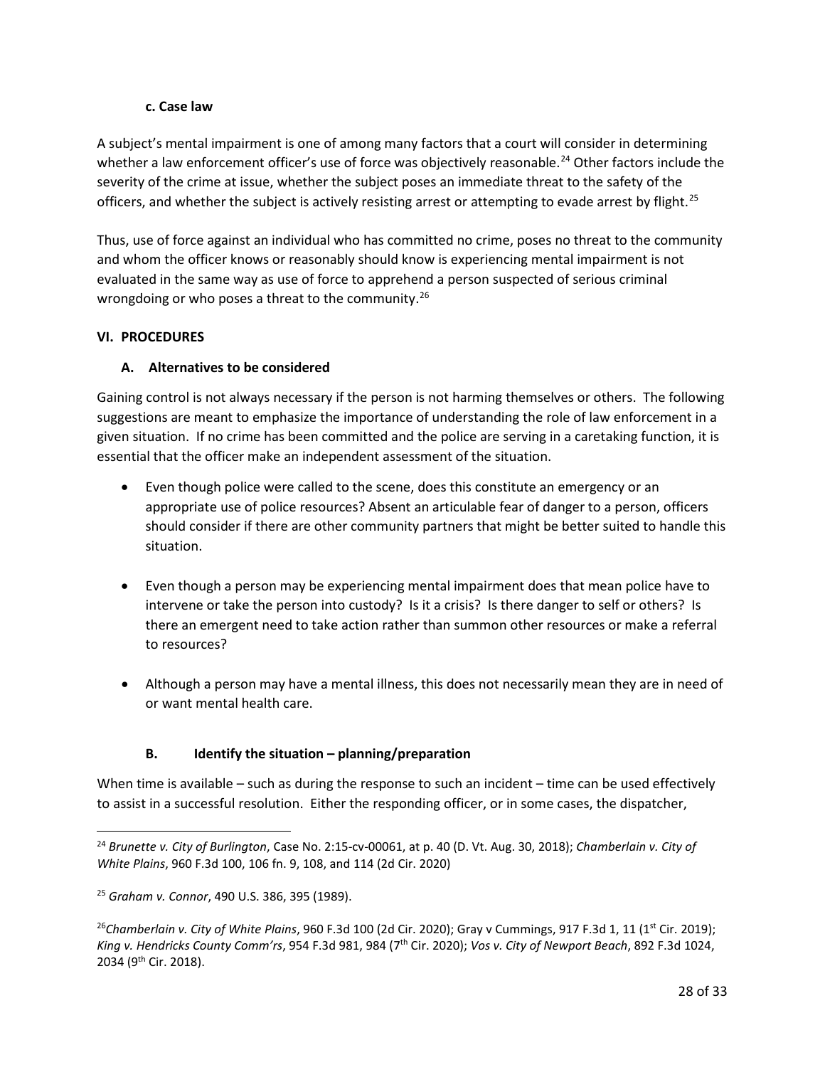#### c. Case law

A subject's mental impairment is one of among many factors that a court will consider in determining whether a law enforcement officer's use of force was objectively reasonable.[24] Other factors include the severity of the crime at issue, whether the subject poses an immediate threat to the safety of the officers, and whether the subject is actively resisting arrest or attempting to evade arrest by flight.[25]

Thus, use of force against an individual who has committed no crime, poses no threat to the community and whom the officer knows or reasonably should know is experiencing mental impairment is not evaluated in the same way as use of force to apprehend a person suspected of serious criminal wrongdoing or who poses a threat to the community.[26]

## VI. PROCEDURES

### A. Alternatives to be considered

Gaining control is not always necessary if the person is not harming themselves or others. The following suggestions are meant to emphasize the importance of understanding the role of law enforcement in a given situation. If no crime has been committed and the police are serving in a caretaking function, it is essential that the officer make an independent assessment of the situation.

- Even though police were called to the scene, does this constitute an emergency or an appropriate use of police resources? Absent an articulable fear of danger to a person, officers should consider if there are other community partners that might be better suited to handle this situation.

- Even though a person may be experiencing mental impairment does that mean police have to intervene or take the person into custody? Is it a crisis? Is there danger to self or others? Is there an emergent need to take action rather than summon other resources or make a referral to resources?

- Although a person may have a mental illness, this does not necessarily mean they are in need of or want mental health care.

### B. Identify the situation – planning/preparation

When time is available – such as during the response to such an incident – time can be used effectively to assist in a successful resolution. Either the responding officer, or in some cases, the dispatcher,

---

[24] *Brunette v. City of Burlington*, Case No. 2:15-cv-00061, at p. 40 (D. Vt. Aug. 30, 2018); *Chamberlain v. City of White Plains*, 960 F.3d 100, 106 fn. 9, 108, and 114 (2d Cir. 2020)

[25] *Graham v. Connor*, 490 U.S. 386, 395 (1989).

[26] *Chamberlain v. City of White Plains*, 960 F.3d 100 (2d Cir. 2020); Gray v Cummings, 917 F.3d 1, 11 (1st Cir. 2019); *King v. Hendricks County Comm'rs*, 954 F.3d 981, 984 (7th Cir. 2020); *Vos v. City of Newport Beach*, 892 F.3d 1024, 2034 (9th Cir. 2018).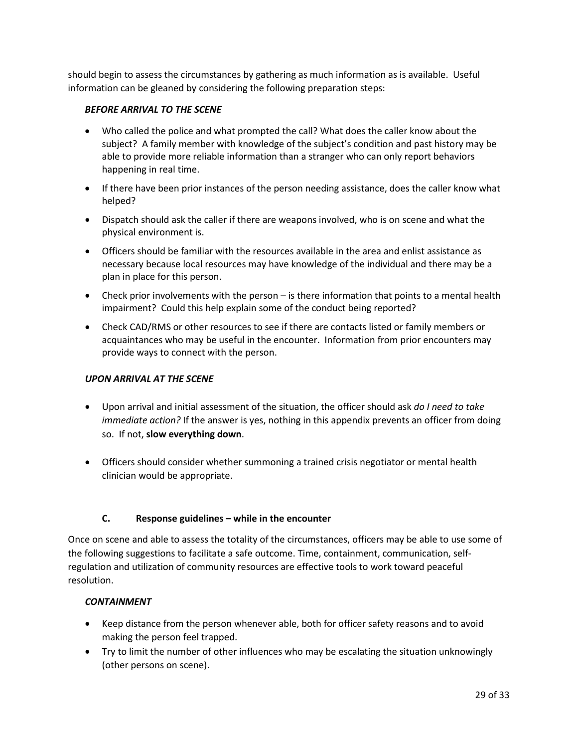should begin to assess the circumstances by gathering as much information as is available. Useful information can be gleaned by considering the following preparation steps:

***BEFORE ARRIVAL TO THE SCENE***

- Who called the police and what prompted the call? What does the caller know about the subject? A family member with knowledge of the subject's condition and past history may be able to provide more reliable information than a stranger who can only report behaviors happening in real time.
- If there have been prior instances of the person needing assistance, does the caller know what helped?
- Dispatch should ask the caller if there are weapons involved, who is on scene and what the physical environment is.
- Officers should be familiar with the resources available in the area and enlist assistance as necessary because local resources may have knowledge of the individual and there may be a plan in place for this person.
- Check prior involvements with the person – is there information that points to a mental health impairment? Could this help explain some of the conduct being reported?
- Check CAD/RMS or other resources to see if there are contacts listed or family members or acquaintances who may be useful in the encounter. Information from prior encounters may provide ways to connect with the person.

***UPON ARRIVAL AT THE SCENE***

- Upon arrival and initial assessment of the situation, the officer should ask *do I need to take immediate action?* If the answer is yes, nothing in this appendix prevents an officer from doing so. If not, **slow everything down**.
- Officers should consider whether summoning a trained crisis negotiator or mental health clinician would be appropriate.

### C. Response guidelines – while in the encounter

Once on scene and able to assess the totality of the circumstances, officers may be able to use some of the following suggestions to facilitate a safe outcome. Time, containment, communication, self-regulation and utilization of community resources are effective tools to work toward peaceful resolution.

***CONTAINMENT***

- Keep distance from the person whenever able, both for officer safety reasons and to avoid making the person feel trapped.
- Try to limit the number of other influences who may be escalating the situation unknowingly (other persons on scene).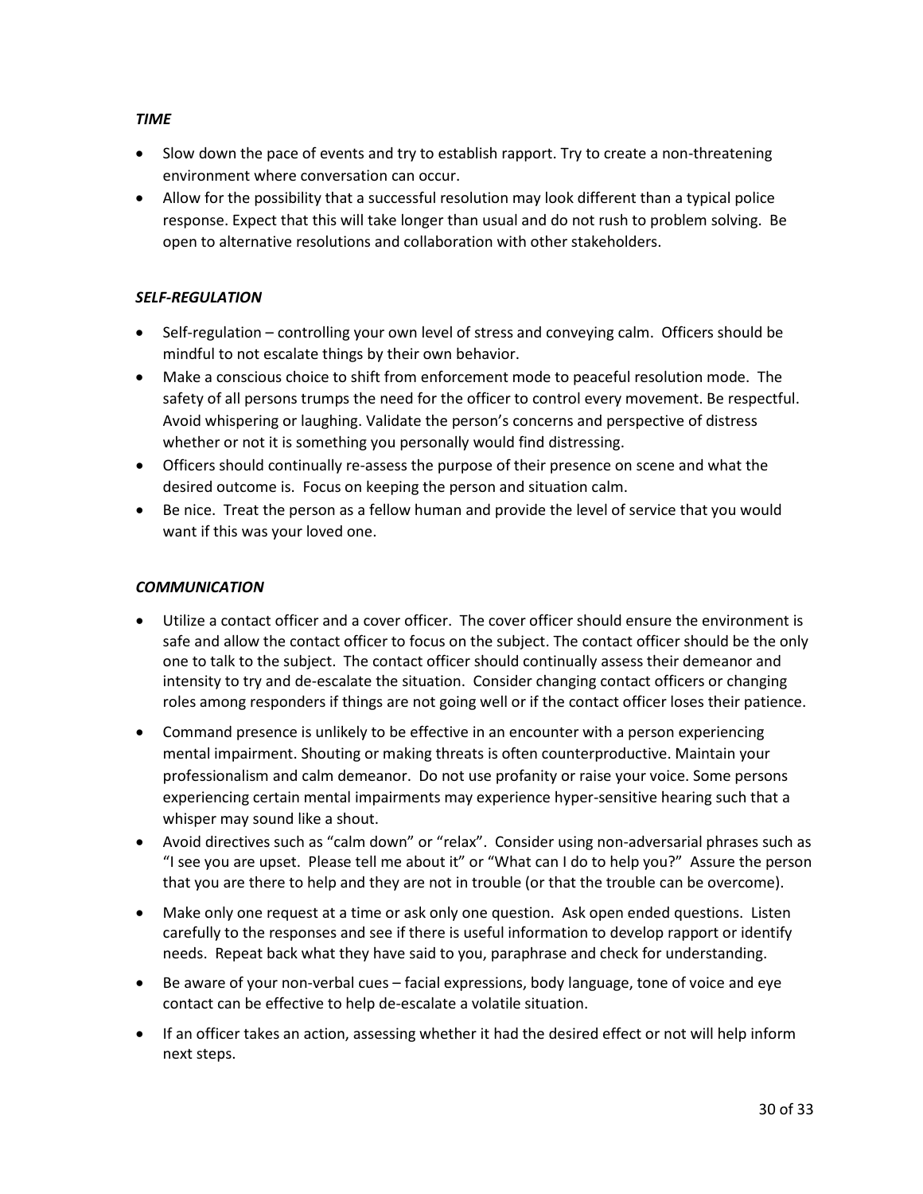### *TIME*

- Slow down the pace of events and try to establish rapport. Try to create a non-threatening environment where conversation can occur.
- Allow for the possibility that a successful resolution may look different than a typical police response. Expect that this will take longer than usual and do not rush to problem solving. Be open to alternative resolutions and collaboration with other stakeholders.

### *SELF-REGULATION*

- Self-regulation – controlling your own level of stress and conveying calm. Officers should be mindful to not escalate things by their own behavior.
- Make a conscious choice to shift from enforcement mode to peaceful resolution mode. The safety of all persons trumps the need for the officer to control every movement. Be respectful. Avoid whispering or laughing. Validate the person's concerns and perspective of distress whether or not it is something you personally would find distressing.
- Officers should continually re-assess the purpose of their presence on scene and what the desired outcome is. Focus on keeping the person and situation calm.
- Be nice. Treat the person as a fellow human and provide the level of service that you would want if this was your loved one.

### *COMMUNICATION*

- Utilize a contact officer and a cover officer. The cover officer should ensure the environment is safe and allow the contact officer to focus on the subject. The contact officer should be the only one to talk to the subject. The contact officer should continually assess their demeanor and intensity to try and de-escalate the situation. Consider changing contact officers or changing roles among responders if things are not going well or if the contact officer loses their patience.
- Command presence is unlikely to be effective in an encounter with a person experiencing mental impairment. Shouting or making threats is often counterproductive. Maintain your professionalism and calm demeanor. Do not use profanity or raise your voice. Some persons experiencing certain mental impairments may experience hyper-sensitive hearing such that a whisper may sound like a shout.
- Avoid directives such as "calm down" or "relax". Consider using non-adversarial phrases such as "I see you are upset. Please tell me about it" or "What can I do to help you?" Assure the person that you are there to help and they are not in trouble (or that the trouble can be overcome).
- Make only one request at a time or ask only one question. Ask open ended questions. Listen carefully to the responses and see if there is useful information to develop rapport or identify needs. Repeat back what they have said to you, paraphrase and check for understanding.
- Be aware of your non-verbal cues – facial expressions, body language, tone of voice and eye contact can be effective to help de-escalate a volatile situation.
- If an officer takes an action, assessing whether it had the desired effect or not will help inform next steps.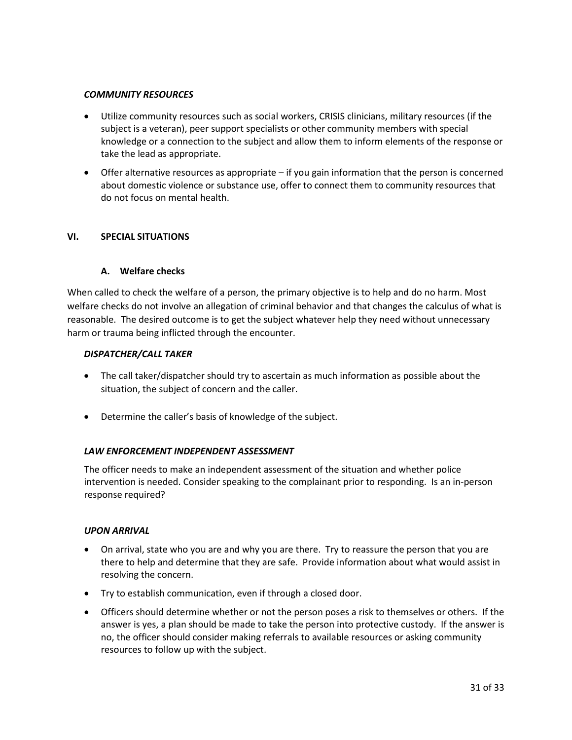***COMMUNITY RESOURCES***

- Utilize community resources such as social workers, CRISIS clinicians, military resources (if the subject is a veteran), peer support specialists or other community members with special knowledge or a connection to the subject and allow them to inform elements of the response or take the lead as appropriate.
- Offer alternative resources as appropriate – if you gain information that the person is concerned about domestic violence or substance use, offer to connect them to community resources that do not focus on mental health.

## VI. SPECIAL SITUATIONS

### A. Welfare checks

When called to check the welfare of a person, the primary objective is to help and do no harm. Most welfare checks do not involve an allegation of criminal behavior and that changes the calculus of what is reasonable. The desired outcome is to get the subject whatever help they need without unnecessary harm or trauma being inflicted through the encounter.

***DISPATCHER/CALL TAKER***

- The call taker/dispatcher should try to ascertain as much information as possible about the situation, the subject of concern and the caller.
- Determine the caller's basis of knowledge of the subject.

***LAW ENFORCEMENT INDEPENDENT ASSESSMENT***

The officer needs to make an independent assessment of the situation and whether police intervention is needed. Consider speaking to the complainant prior to responding. Is an in-person response required?

***UPON ARRIVAL***

- On arrival, state who you are and why you are there. Try to reassure the person that you are there to help and determine that they are safe. Provide information about what would assist in resolving the concern.
- Try to establish communication, even if through a closed door.
- Officers should determine whether or not the person poses a risk to themselves or others. If the answer is yes, a plan should be made to take the person into protective custody. If the answer is no, the officer should consider making referrals to available resources or asking community resources to follow up with the subject.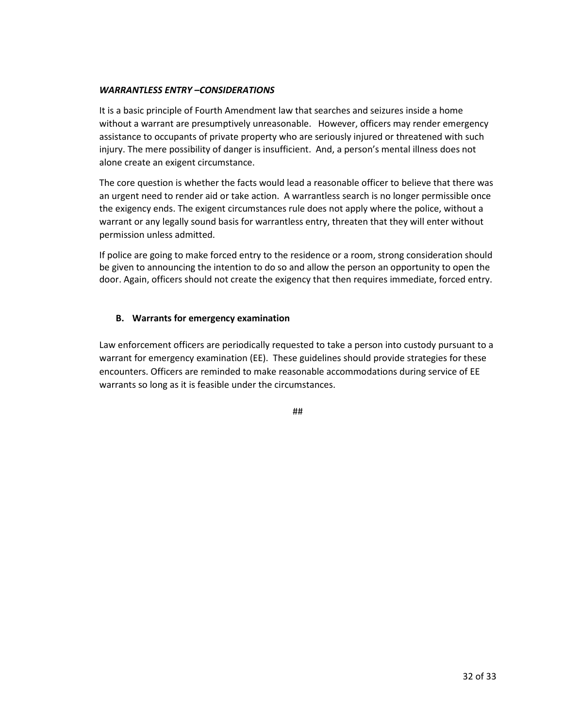***WARRANTLESS ENTRY –CONSIDERATIONS***

It is a basic principle of Fourth Amendment law that searches and seizures inside a home without a warrant are presumptively unreasonable. However, officers may render emergency assistance to occupants of private property who are seriously injured or threatened with such injury. The mere possibility of danger is insufficient. And, a person's mental illness does not alone create an exigent circumstance.

The core question is whether the facts would lead a reasonable officer to believe that there was an urgent need to render aid or take action. A warrantless search is no longer permissible once the exigency ends. The exigent circumstances rule does not apply where the police, without a warrant or any legally sound basis for warrantless entry, threaten that they will enter without permission unless admitted.

If police are going to make forced entry to the residence or a room, strong consideration should be given to announcing the intention to do so and allow the person an opportunity to open the door. Again, officers should not create the exigency that then requires immediate, forced entry.

**B. Warrants for emergency examination**

Law enforcement officers are periodically requested to take a person into custody pursuant to a warrant for emergency examination (EE). These guidelines should provide strategies for these encounters. Officers are reminded to make reasonable accommodations during service of EE warrants so long as it is feasible under the circumstances.

##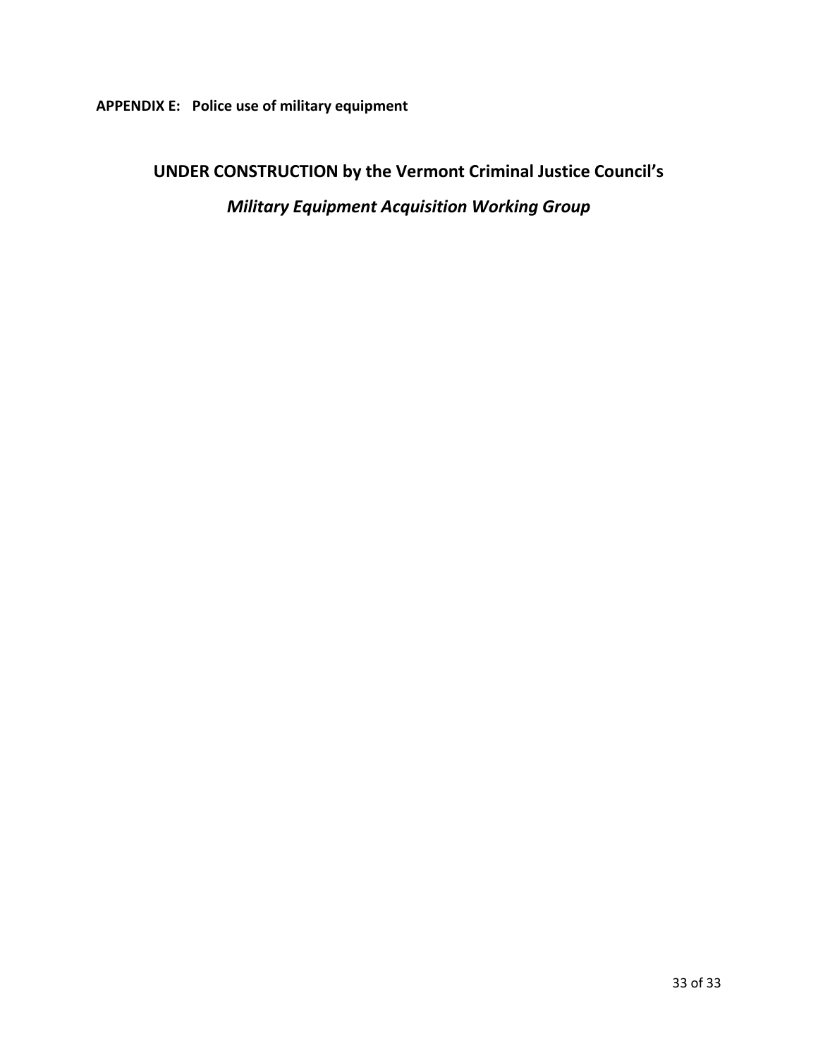**APPENDIX E: Police use of military equipment**

## UNDER CONSTRUCTION by the Vermont Criminal Justice Council's

## *Military Equipment Acquisition Working Group*